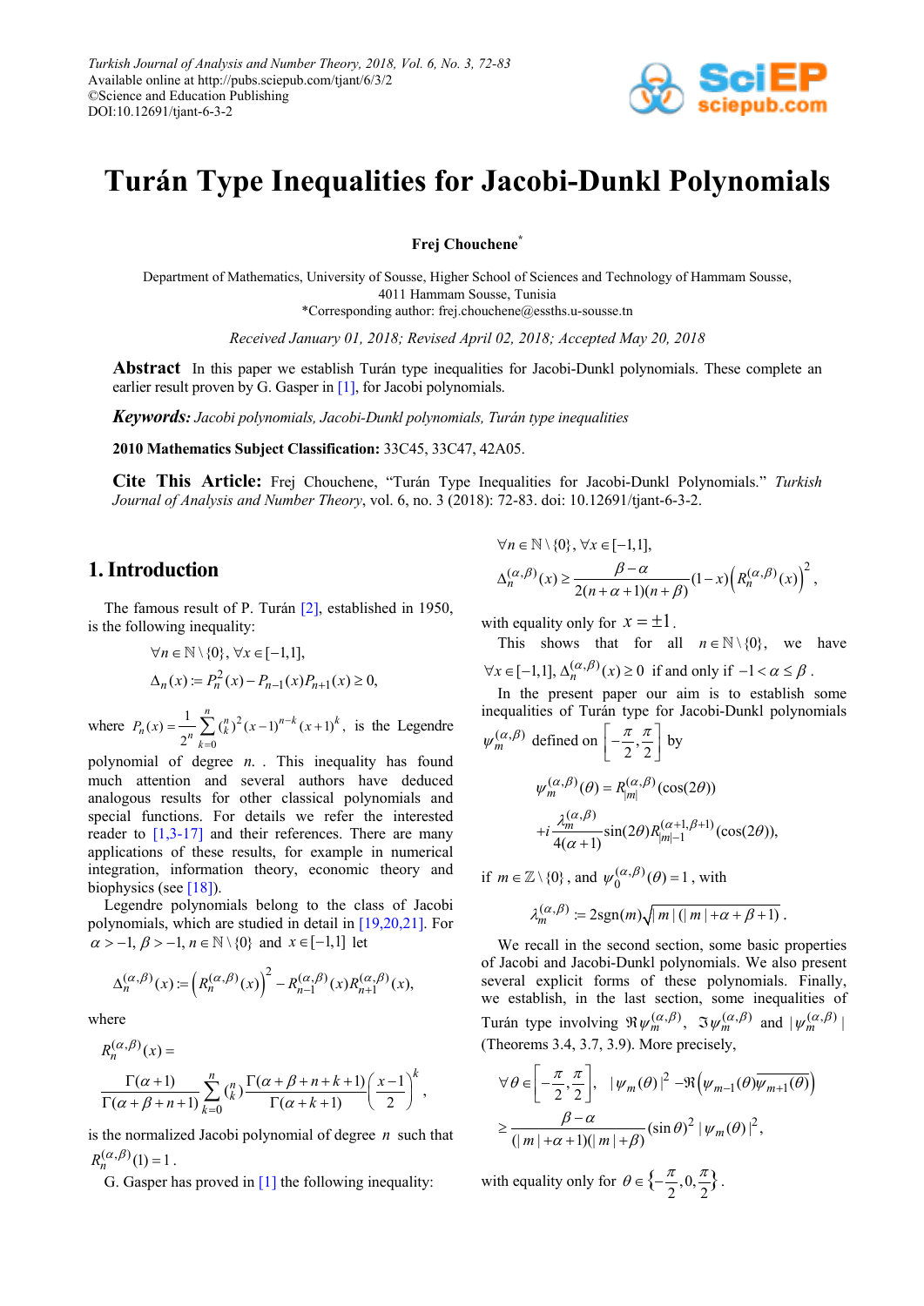Turkish Journal of Analysis and Number Theory, 2018, Vol. 6, No. 3, 72-83
Available online at http://pubs.sciepub.com/tjant/6/3/2
©Science and Education Publishing
DOI:10.12691/tjant-6-3-2

# Turán Type Inequalities for Jacobi-Dunkl Polynomials

**Frej Chouchene***

Department of Mathematics, University of Sousse, Higher School of Sciences and Technology of Hammam Sousse, 4011 Hammam Sousse, Tunisia
*Corresponding author: frej.chouchene@essths.u-sousse.tn

*Received January 01, 2018; Revised April 02, 2018; Accepted May 20, 2018*

**Abstract** In this paper we establish Turán type inequalities for Jacobi-Dunkl polynomials. These complete an earlier result proven by G. Gasper in [1], for Jacobi polynomials.

***Keywords:*** *Jacobi polynomials, Jacobi-Dunkl polynomials, Turán type inequalities*

**2010 Mathematics Subject Classification:** 33C45, 33C47, 42A05.

**Cite This Article:** Frej Chouchene, "Turán Type Inequalities for Jacobi-Dunkl Polynomials." *Turkish Journal of Analysis and Number Theory*, vol. 6, no. 3 (2018): 72-83. doi: 10.12691/tjant-6-3-2.

## 1. Introduction

The famous result of P. Turán [2], established in 1950, is the following inequality:

$$\forall n \in \mathbb{N}\setminus\{0\}, \forall x \in [-1,1],$$
$$\Delta_n(x) := P_n^2(x) - P_{n-1}(x)P_{n+1}(x) \geq 0,$$

where $P_n(x) = \frac{1}{2^n}\sum_{k=0}^{n} \binom{n}{k}^2 (x-1)^{n-k}(x+1)^k$, is the Legendre polynomial of degree $n$. . This inequality has found much attention and several authors have deduced analogous results for other classical polynomials and special functions. For details we refer the interested reader to [1,3-17] and their references. There are many applications of these results, for example in numerical integration, information theory, economic theory and biophysics (see [18]).

Legendre polynomials belong to the class of Jacobi polynomials, which are studied in detail in [19,20,21]. For $\alpha > -1$, $\beta > -1$, $n \in \mathbb{N}\setminus\{0\}$ and $x \in [-1,1]$ let

$$\Delta_n^{(\alpha,\beta)}(x) := \left(R_n^{(\alpha,\beta)}(x)\right)^2 - R_{n-1}^{(\alpha,\beta)}(x)R_{n+1}^{(\alpha,\beta)}(x),$$

where

$$R_n^{(\alpha,\beta)}(x) = \frac{\Gamma(\alpha+1)}{\Gamma(\alpha+\beta+n+1)}\sum_{k=0}^{n}\binom{n}{k}\frac{\Gamma(\alpha+\beta+n+k+1)}{\Gamma(\alpha+k+1)}\left(\frac{x-1}{2}\right)^k,$$

is the normalized Jacobi polynomial of degree $n$ such that $R_n^{(\alpha,\beta)}(1) = 1$.

G. Gasper has proved in [1] the following inequality:

$$\forall n \in \mathbb{N}\setminus\{0\}, \forall x \in [-1,1],$$
$$\Delta_n^{(\alpha,\beta)}(x) \geq \frac{\beta-\alpha}{2(n+\alpha+1)(n+\beta)}(1-x)\left(R_n^{(\alpha,\beta)}(x)\right)^2,$$

with equality only for $x = \pm 1$.

This shows that for all $n \in \mathbb{N}\setminus\{0\}$, we have $\forall x \in [-1,1], \Delta_n^{(\alpha,\beta)}(x) \geq 0$ if and only if $-1 < \alpha \leq \beta$.

In the present paper our aim is to establish some inequalities of Turán type for Jacobi-Dunkl polynomials $\psi_m^{(\alpha,\beta)}$ defined on $\left[-\frac{\pi}{2}, \frac{\pi}{2}\right]$ by

$$\psi_m^{(\alpha,\beta)}(\theta) = R_{|m|}^{(\alpha,\beta)}(\cos(2\theta)) + i\frac{\lambda_m^{(\alpha,\beta)}}{4(\alpha+1)}\sin(2\theta)R_{|m|-1}^{(\alpha+1,\beta+1)}(\cos(2\theta)),$$

if $m \in \mathbb{Z}\setminus\{0\}$, and $\psi_0^{(\alpha,\beta)}(\theta) = 1$, with

$$\lambda_m^{(\alpha,\beta)} := 2\mathrm{sgn}(m)\sqrt{|m|(|m|+\alpha+\beta+1)}.$$

We recall in the second section, some basic properties of Jacobi and Jacobi-Dunkl polynomials. We also present several explicit forms of these polynomials. Finally, we establish, in the last section, some inequalities of Turán type involving $\Re\psi_m^{(\alpha,\beta)}$, $\Im\psi_m^{(\alpha,\beta)}$ and $|\psi_m^{(\alpha,\beta)}|$ (Theorems 3.4, 3.7, 3.9). More precisely,

$$\forall\theta \in \left[-\frac{\pi}{2}, \frac{\pi}{2}\right], \quad |\psi_m(\theta)|^2 - \Re\left(\psi_{m-1}(\theta)\overline{\psi_{m+1}(\theta)}\right)$$
$$\geq \frac{\beta-\alpha}{(|m|+\alpha+1)(|m|+\beta)}(\sin\theta)^2|\psi_m(\theta)|^2,$$

with equality only for $\theta \in \left\{-\frac{\pi}{2}, 0, \frac{\pi}{2}\right\}$.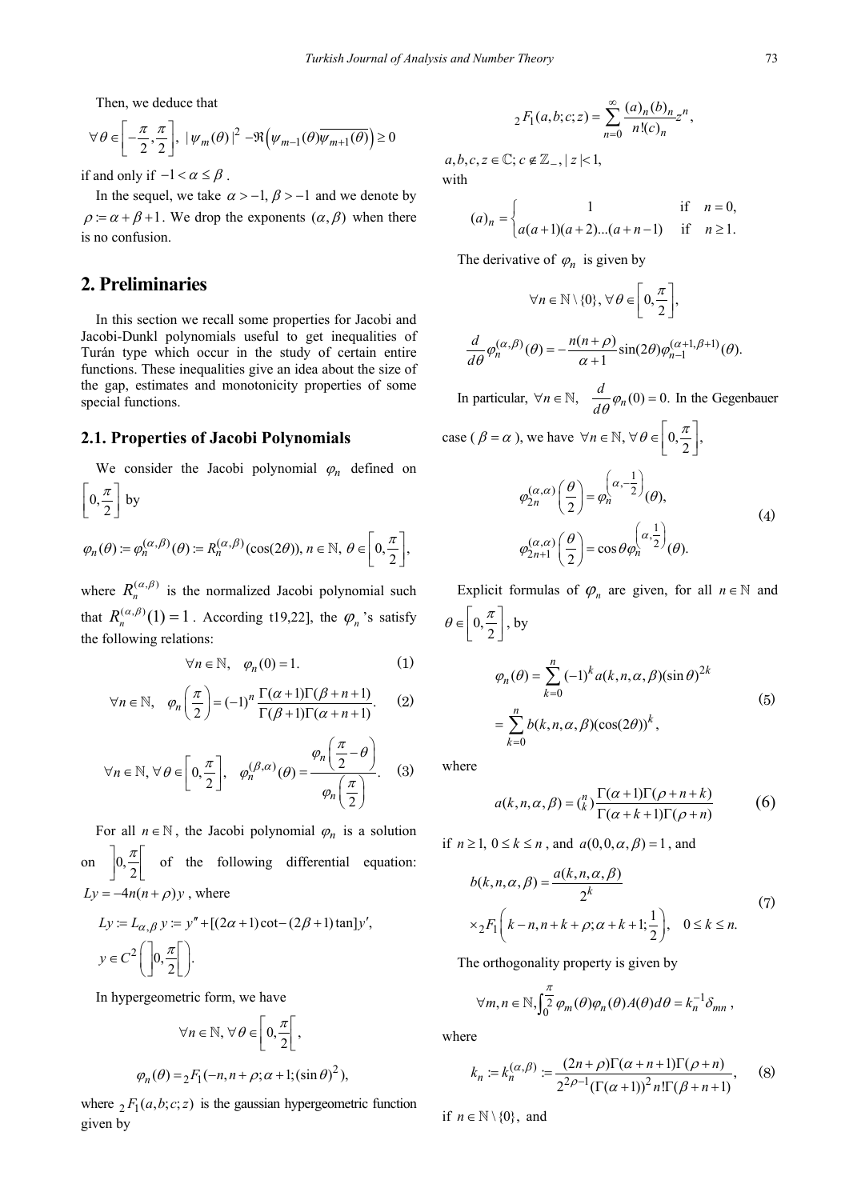Then, we deduce that

$$\forall \theta \in \left[-\frac{\pi}{2}, \frac{\pi}{2}\right], \ |\psi_m(\theta)|^2 - \Re\left(\psi_{m-1}(\theta)\overline{\psi_{m+1}(\theta)}\right) \geq 0$$

if and only if $-1 < \alpha \leq \beta$.

In the sequel, we take $\alpha > -1, \beta > -1$ and we denote by $\rho := \alpha + \beta + 1$. We drop the exponents $(\alpha, \beta)$ when there is no confusion.

## 2. Preliminaries

In this section we recall some properties for Jacobi and Jacobi-Dunkl polynomials useful to get inequalities of Turán type which occur in the study of certain entire functions. These inequalities give an idea about the size of the gap, estimates and monotonicity properties of some special functions.

### 2.1. Properties of Jacobi Polynomials

We consider the Jacobi polynomial $\varphi_n$ defined on $\left[0, \frac{\pi}{2}\right]$ by

$$\varphi_n(\theta) := \varphi_n^{(\alpha,\beta)}(\theta) := R_n^{(\alpha,\beta)}(\cos(2\theta)), n \in \mathbb{N}, \ \theta \in \left[0, \frac{\pi}{2}\right],$$

where $R_n^{(\alpha,\beta)}$ is the normalized Jacobi polynomial such that $R_n^{(\alpha,\beta)}(1) = 1$. According t19,22], the $\varphi_n$'s satisfy the following relations:

$$\forall n \in \mathbb{N}, \quad \varphi_n(0) = 1. \tag{1}$$

$$\forall n \in \mathbb{N}, \quad \varphi_n\left(\frac{\pi}{2}\right) = (-1)^n \frac{\Gamma(\alpha+1)\Gamma(\beta+n+1)}{\Gamma(\beta+1)\Gamma(\alpha+n+1)}. \tag{2}$$

$$\forall n \in \mathbb{N}, \forall \theta \in \left[0, \frac{\pi}{2}\right], \quad \varphi_n^{(\beta,\alpha)}(\theta) = \frac{\varphi_n\left(\frac{\pi}{2} - \theta\right)}{\varphi_n\left(\frac{\pi}{2}\right)}. \tag{3}$$

For all $n \in \mathbb{N}$, the Jacobi polynomial $\varphi_n$ is a solution on $\left]0, \frac{\pi}{2}\right[$ of the following differential equation: $Ly = -4n(n+\rho)y$, where

$$Ly := L_{\alpha,\beta}\, y := y'' + [(2\alpha+1)\cot - (2\beta+1)\tan]y',$$

$$y \in C^2\left(\left]0, \frac{\pi}{2}\right[\right).$$

In hypergeometric form, we have

$$\forall n \in \mathbb{N}, \forall \theta \in \left[0, \frac{\pi}{2}\right[,$$

$$\varphi_n(\theta) = {}_2F_1(-n, n+\rho; \alpha+1; (\sin\theta)^2),$$

where ${}_2F_1(a,b;c;z)$ is the gaussian hypergeometric function given by

$${}_2F_1(a,b;c;z) = \sum_{n=0}^{\infty} \frac{(a)_n (b)_n}{n!(c)_n} z^n,$$

$a, b, c, z \in \mathbb{C}; c \notin \mathbb{Z}_-, |z| < 1,$

with

$$(a)_n = \begin{cases} 1 & \text{if } n = 0, \\ a(a+1)(a+2)...(a+n-1) & \text{if } n \geq 1. \end{cases}$$

The derivative of $\varphi_n$ is given by

$$\forall n \in \mathbb{N} \setminus \{0\}, \forall \theta \in \left[0, \frac{\pi}{2}\right],$$

$$\frac{d}{d\theta}\varphi_n^{(\alpha,\beta)}(\theta) = -\frac{n(n+\rho)}{\alpha+1}\sin(2\theta)\varphi_{n-1}^{(\alpha+1,\beta+1)}(\theta).$$

In particular, $\forall n \in \mathbb{N}, \ \frac{d}{d\theta}\varphi_n(0) = 0.$ In the Gegenbauer case ($\beta = \alpha$), we have $\forall n \in \mathbb{N}, \forall \theta \in \left[0, \frac{\pi}{2}\right],$

$$\begin{aligned} \varphi_{2n}^{(\alpha,\alpha)}\left(\frac{\theta}{2}\right) &= \varphi_n^{\left(\alpha,-\frac{1}{2}\right)}(\theta), \\ \varphi_{2n+1}^{(\alpha,\alpha)}\left(\frac{\theta}{2}\right) &= \cos\theta\, \varphi_n^{\left(\alpha,\frac{1}{2}\right)}(\theta). \end{aligned} \tag{4}$$

Explicit formulas of $\varphi_n$ are given, for all $n \in \mathbb{N}$ and $\theta \in \left[0, \frac{\pi}{2}\right]$, by

$$\begin{aligned} \varphi_n(\theta) &= \sum_{k=0}^{n} (-1)^k a(k,n,\alpha,\beta)(\sin\theta)^{2k} \\ &= \sum_{k=0}^{n} b(k,n,\alpha,\beta)(\cos(2\theta))^k, \end{aligned} \tag{5}$$

where

$$a(k,n,\alpha,\beta) = \binom{n}{k}\frac{\Gamma(\alpha+1)\Gamma(\rho+n+k)}{\Gamma(\alpha+k+1)\Gamma(\rho+n)} \tag{6}$$

if $n \geq 1, \ 0 \leq k \leq n$, and $a(0,0,\alpha,\beta) = 1$, and

$$\begin{aligned} b(k,n,\alpha,\beta) &= \frac{a(k,n,\alpha,\beta)}{2^k} \\ &\times {}_2F_1\left(k-n, n+k+\rho; \alpha+k+1; \frac{1}{2}\right), \quad 0 \leq k \leq n. \end{aligned} \tag{7}$$

The orthogonality property is given by

$$\forall m, n \in \mathbb{N}, \int_0^{\frac{\pi}{2}} \varphi_m(\theta)\varphi_n(\theta)A(\theta)d\theta = k_n^{-1}\delta_{mn},$$

where

$$k_n := k_n^{(\alpha,\beta)} := \frac{(2n+\rho)\Gamma(\alpha+n+1)\Gamma(\rho+n)}{2^{2\rho-1}(\Gamma(\alpha+1))^2 n!\Gamma(\beta+n+1)}, \tag{8}$$

if $n \in \mathbb{N} \setminus \{0\}$, and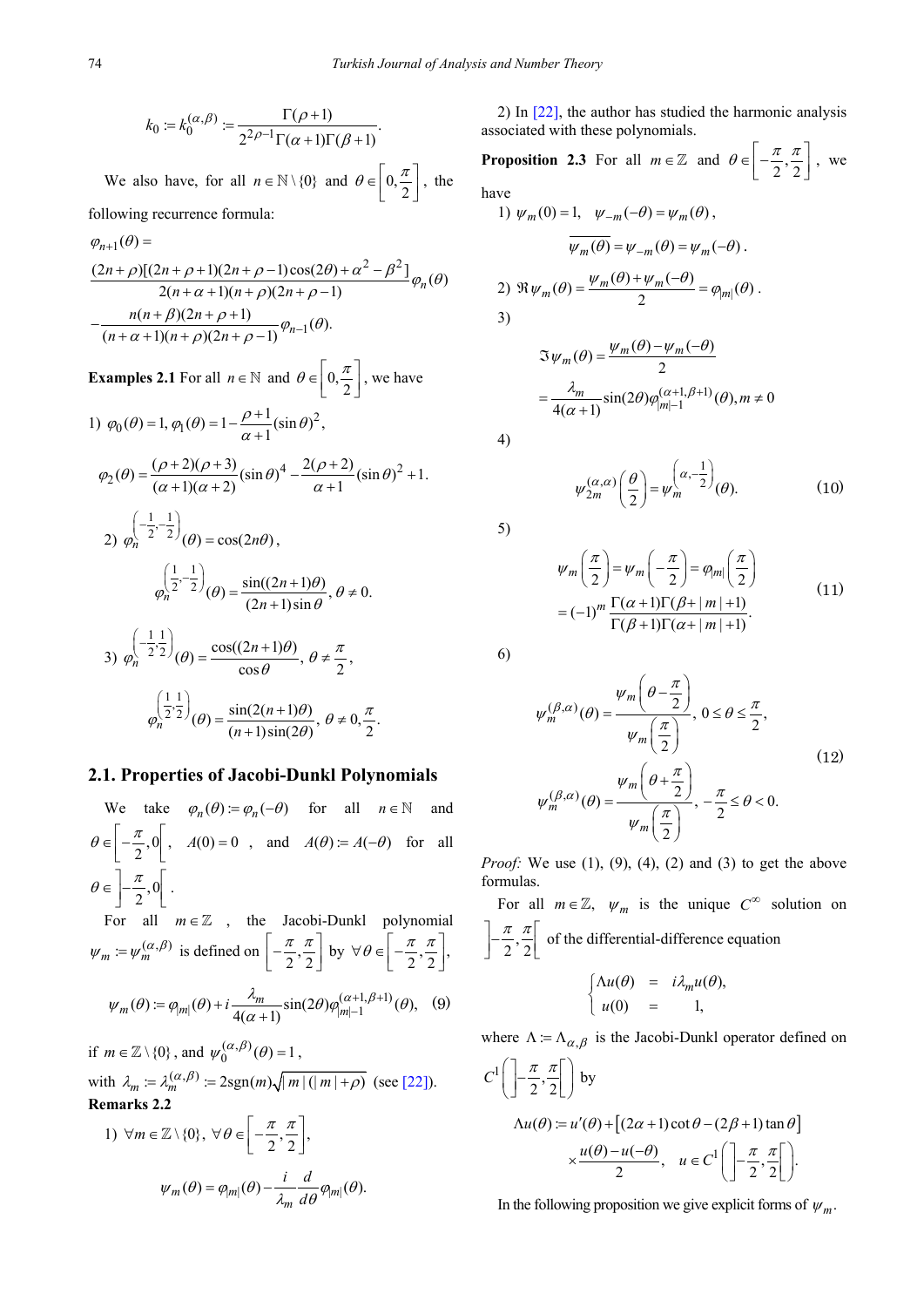$$k_0 := k_0^{(\alpha,\beta)} := \frac{\Gamma(\rho+1)}{2^{2\rho-1}\Gamma(\alpha+1)\Gamma(\beta+1)}.$$

We also have, for all $n \in \mathbb{N}\setminus\{0\}$ and $\theta \in \left[0, \frac{\pi}{2}\right]$, the following recurrence formula:

$$\varphi_{n+1}(\theta) = \frac{(2n+\rho)[(2n+\rho+1)(2n+\rho-1)\cos(2\theta)+\alpha^2-\beta^2]}{2(n+\alpha+1)(n+\rho)(2n+\rho-1)}\varphi_n(\theta) - \frac{n(n+\beta)(2n+\rho+1)}{(n+\alpha+1)(n+\rho)(2n+\rho-1)}\varphi_{n-1}(\theta).$$

**Examples 2.1** For all $n \in \mathbb{N}$ and $\theta \in \left[0, \frac{\pi}{2}\right]$, we have

1) $\varphi_0(\theta) = 1, \varphi_1(\theta) = 1 - \frac{\rho+1}{\alpha+1}(\sin\theta)^2,$

$$\varphi_2(\theta) = \frac{(\rho+2)(\rho+3)}{(\alpha+1)(\alpha+2)}(\sin\theta)^4 - \frac{2(\rho+2)}{\alpha+1}(\sin\theta)^2 + 1.$$

2) $\varphi_n^{\left(-\frac{1}{2},-\frac{1}{2}\right)}(\theta) = \cos(2n\theta),$

$$\varphi_n^{\left(\frac{1}{2},-\frac{1}{2}\right)}(\theta) = \frac{\sin((2n+1)\theta)}{(2n+1)\sin\theta}, \theta \neq 0.$$

3) $\varphi_n^{\left(-\frac{1}{2},\frac{1}{2}\right)}(\theta) = \frac{\cos((2n+1)\theta)}{\cos\theta}, \theta \neq \frac{\pi}{2},$

$$\varphi_n^{\left(\frac{1}{2},\frac{1}{2}\right)}(\theta) = \frac{\sin(2(n+1)\theta)}{(n+1)\sin(2\theta)}, \theta \neq 0, \frac{\pi}{2}.$$

## 2.1. Properties of Jacobi-Dunkl Polynomials

We take $\varphi_n(\theta) := \varphi_n(-\theta)$ for all $n \in \mathbb{N}$ and $\theta \in \left[-\frac{\pi}{2}, 0\right[$, $A(0) = 0$, and $A(\theta) := A(-\theta)$ for all $\theta \in \left]-\frac{\pi}{2}, 0\right[$.

For all $m \in \mathbb{Z}$, the Jacobi-Dunkl polynomial $\psi_m := \psi_m^{(\alpha,\beta)}$ is defined on $\left[-\frac{\pi}{2}, \frac{\pi}{2}\right]$ by $\forall \theta \in \left[-\frac{\pi}{2}, \frac{\pi}{2}\right]$,

$$\psi_m(\theta) := \varphi_{|m|}(\theta) + i\frac{\lambda_m}{4(\alpha+1)}\sin(2\theta)\varphi_{|m|-1}^{(\alpha+1,\beta+1)}(\theta), \quad (9)$$

if $m \in \mathbb{Z}\setminus\{0\}$, and $\psi_0^{(\alpha,\beta)}(\theta) = 1$,

with $\lambda_m := \lambda_m^{(\alpha,\beta)} := 2\mathrm{sgn}(m)\sqrt{|m|(|m|+\rho)}$ (see [22]).

**Remarks 2.2**

1) $\forall m \in \mathbb{Z}\setminus\{0\}$, $\forall \theta \in \left[-\frac{\pi}{2}, \frac{\pi}{2}\right]$,

$$\psi_m(\theta) = \varphi_{|m|}(\theta) - \frac{i}{\lambda_m}\frac{d}{d\theta}\varphi_{|m|}(\theta).$$

2) In [22], the author has studied the harmonic analysis associated with these polynomials.

**Proposition 2.3** For all $m \in \mathbb{Z}$ and $\theta \in \left[-\frac{\pi}{2}, \frac{\pi}{2}\right]$, we have

1) $\psi_m(0) = 1, \quad \psi_{-m}(-\theta) = \psi_m(\theta),$

$$\overline{\psi_m(\theta)} = \psi_{-m}(\theta) = \psi_m(-\theta).$$

2) $\Re\psi_m(\theta) = \frac{\psi_m(\theta)+\psi_m(-\theta)}{2} = \varphi_{|m|}(\theta).$

3)

$$\Im\psi_m(\theta) = \frac{\psi_m(\theta)-\psi_m(-\theta)}{2} = \frac{\lambda_m}{4(\alpha+1)}\sin(2\theta)\varphi_{|m|-1}^{(\alpha+1,\beta+1)}(\theta), m \neq 0$$

4)

$$\psi_{2m}^{(\alpha,\alpha)}\left(\frac{\theta}{2}\right) = \psi_m^{\left(\alpha,-\frac{1}{2}\right)}(\theta). \quad (10)$$

5)

$$\psi_m\left(\frac{\pi}{2}\right) = \psi_m\left(-\frac{\pi}{2}\right) = \varphi_{|m|}\left(\frac{\pi}{2}\right) = (-1)^m\frac{\Gamma(\alpha+1)\Gamma(\beta+|m|+1)}{\Gamma(\beta+1)\Gamma(\alpha+|m|+1)}. \quad (11)$$

6)

$$\psi_m^{(\beta,\alpha)}(\theta) = \frac{\psi_m\left(\theta-\frac{\pi}{2}\right)}{\psi_m\left(\frac{\pi}{2}\right)}, \ 0 \leq \theta \leq \frac{\pi}{2},$$
$$\psi_m^{(\beta,\alpha)}(\theta) = \frac{\psi_m\left(\theta+\frac{\pi}{2}\right)}{\psi_m\left(\frac{\pi}{2}\right)}, \ -\frac{\pi}{2} \leq \theta < 0. \quad (12)$$

*Proof:* We use (1), (9), (4), (2) and (3) to get the above formulas.

For all $m \in \mathbb{Z}$, $\psi_m$ is the unique $C^\infty$ solution on $\left]-\frac{\pi}{2}, \frac{\pi}{2}\right[$ of the differential-difference equation

$$\begin{cases} \Lambda u(\theta) &= i\lambda_m u(\theta), \\ u(0) &= 1, \end{cases}$$

where $\Lambda := \Lambda_{\alpha,\beta}$ is the Jacobi-Dunkl operator defined on $C^1\left(\left]-\frac{\pi}{2}, \frac{\pi}{2}\right[\right)$ by

$$\Lambda u(\theta) := u'(\theta) + \left[(2\alpha+1)\cot\theta - (2\beta+1)\tan\theta\right] \times \frac{u(\theta)-u(-\theta)}{2}, \quad u \in C^1\left(\left]-\frac{\pi}{2}, \frac{\pi}{2}\right[\right).$$

In the following proposition we give explicit forms of $\psi_m$.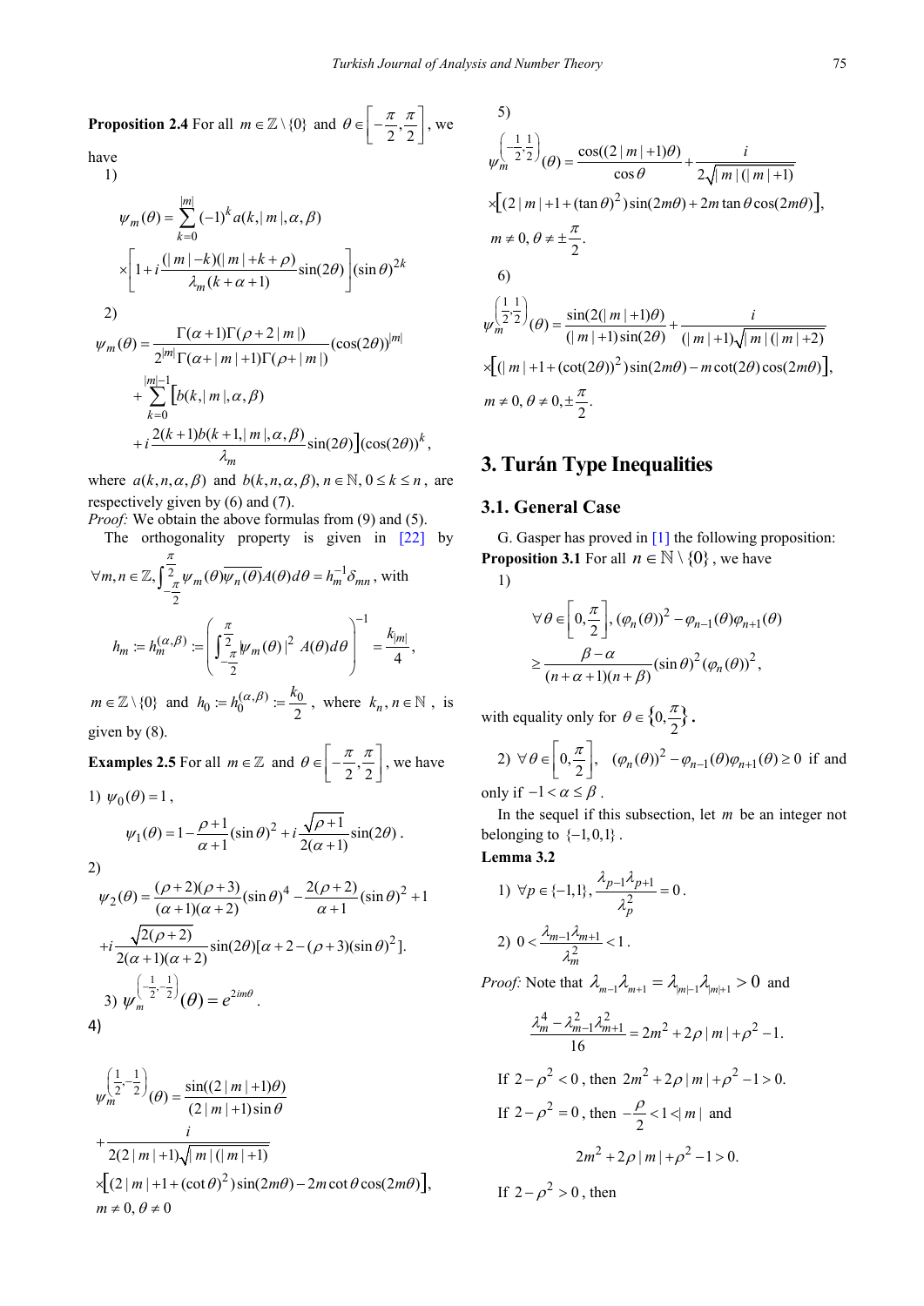**Proposition 2.4** For all $m \in \mathbb{Z} \setminus \{0\}$ and $\theta \in \left[-\frac{\pi}{2}, \frac{\pi}{2}\right]$, we have

1)

$$\psi_m(\theta) = \sum_{k=0}^{|m|} (-1)^k a(k,|m|,\alpha,\beta) \times \left[1 + i\frac{(|m|-k)(|m|+k+\rho)}{\lambda_m(k+\alpha+1)}\sin(2\theta)\right](\sin\theta)^{2k}$$

2)

$$\psi_m(\theta) = \frac{\Gamma(\alpha+1)\Gamma(\rho+2|m|)}{2^{|m|}\Gamma(\alpha+|m|+1)\Gamma(\rho+|m|)}(\cos(2\theta))^{|m|} + \sum_{k=0}^{|m|-1}\Big[b(k,|m|,\alpha,\beta) + i\frac{2(k+1)b(k+1,|m|,\alpha,\beta)}{\lambda_m}\sin(2\theta)\Big](\cos(2\theta))^k,$$

where $a(k,n,\alpha,\beta)$ and $b(k,n,\alpha,\beta)$, $n \in \mathbb{N}$, $0 \le k \le n$, are respectively given by (6) and (7).

*Proof:* We obtain the above formulas from (9) and (5).

The orthogonality property is given in [22] by

$$\forall m,n \in \mathbb{Z}, \int_{-\frac{\pi}{2}}^{\frac{\pi}{2}} \psi_m(\theta)\overline{\psi_n(\theta)}A(\theta)d\theta = h_m^{-1}\delta_{mn}, \text{ with}$$

$$h_m := h_m^{(\alpha,\beta)} := \left(\int_{-\frac{\pi}{2}}^{\frac{\pi}{2}} |\psi_m(\theta)|^2 \; A(\theta)d\theta\right)^{-1} = \frac{k_{|m|}}{4},$$

$m \in \mathbb{Z} \setminus \{0\}$ and $h_0 := h_0^{(\alpha,\beta)} := \frac{k_0}{2}$, where $k_n, n \in \mathbb{N}$, is given by (8).

**Examples 2.5** For all $m \in \mathbb{Z}$ and $\theta \in \left[-\frac{\pi}{2}, \frac{\pi}{2}\right]$, we have

1) $\psi_0(\theta) = 1$,

$$\psi_1(\theta) = 1 - \frac{\rho+1}{\alpha+1}(\sin\theta)^2 + i\frac{\sqrt{\rho+1}}{2(\alpha+1)}\sin(2\theta).$$

2)

$$\psi_2(\theta) = \frac{(\rho+2)(\rho+3)}{(\alpha+1)(\alpha+2)}(\sin\theta)^4 - \frac{2(\rho+2)}{\alpha+1}(\sin\theta)^2 + 1 + i\frac{\sqrt{2(\rho+2)}}{2(\alpha+1)(\alpha+2)}\sin(2\theta)[\alpha+2-(\rho+3)(\sin\theta)^2].$$

3) $\psi_m^{\left(-\frac{1}{2},-\frac{1}{2}\right)}(\theta) = e^{2im\theta}$.

4)

$$\psi_m^{\left(\frac{1}{2},-\frac{1}{2}\right)}(\theta) = \frac{\sin((2|m|+1)\theta)}{(2|m|+1)\sin\theta} + \frac{i}{2(2|m|+1)\sqrt{|m|(|m|+1)}} \times \left[(2|m|+1+(\cot\theta)^2)\sin(2m\theta) - 2m\cot\theta\cos(2m\theta)\right],$$

$m \neq 0, \theta \neq 0$

5)

$$\psi_m^{\left(-\frac{1}{2},\frac{1}{2}\right)}(\theta) = \frac{\cos((2|m|+1)\theta)}{\cos\theta} + \frac{i}{2\sqrt{|m|(|m|+1)}} \times \left[(2|m|+1+(\tan\theta)^2)\sin(2m\theta) + 2m\tan\theta\cos(2m\theta)\right],$$

$m \neq 0, \theta \neq \pm\frac{\pi}{2}$.

6)

$$\psi_m^{\left(\frac{1}{2},\frac{1}{2}\right)}(\theta) = \frac{\sin(2(|m|+1)\theta)}{(|m|+1)\sin(2\theta)} + \frac{i}{(|m|+1)\sqrt{|m|(|m|+2)}} \times \left[(|m|+1+(\cot(2\theta))^2)\sin(2m\theta) - m\cot(2\theta)\cos(2m\theta)\right],$$

$m \neq 0, \theta \neq 0, \pm\frac{\pi}{2}$.

# 3. Turán Type Inequalities

## 3.1. General Case

G. Gasper has proved in [1] the following proposition:

**Proposition 3.1** For all $n \in \mathbb{N} \setminus \{0\}$, we have

1)

$$\forall \theta \in \left[0, \frac{\pi}{2}\right], (\varphi_n(\theta))^2 - \varphi_{n-1}(\theta)\varphi_{n+1}(\theta) \ge \frac{\beta-\alpha}{(n+\alpha+1)(n+\beta)}(\sin\theta)^2(\varphi_n(\theta))^2,$$

with equality only for $\theta \in \left\{0, \frac{\pi}{2}\right\}$.

2) $\forall \theta \in \left[0, \frac{\pi}{2}\right]$, $(\varphi_n(\theta))^2 - \varphi_{n-1}(\theta)\varphi_{n+1}(\theta) \ge 0$ if and only if $-1 < \alpha \le \beta$.

In the sequel if this subsection, let $m$ be an integer not belonging to $\{-1,0,1\}$.

**Lemma 3.2**

1) $\forall p \in \{-1,1\}, \dfrac{\lambda_{p-1}\lambda_{p+1}}{\lambda_p^2} = 0$.

2) $0 < \dfrac{\lambda_{m-1}\lambda_{m+1}}{\lambda_m^2} < 1$.

*Proof:* Note that $\lambda_{m-1}\lambda_{m+1} = \lambda_{|m|-1}\lambda_{|m|+1} > 0$ and

$$\frac{\lambda_m^4 - \lambda_{m-1}^2\lambda_{m+1}^2}{16} = 2m^2 + 2\rho|m| + \rho^2 - 1.$$

If $2-\rho^2 < 0$, then $2m^2 + 2\rho|m| + \rho^2 - 1 > 0$.

If $2-\rho^2 = 0$, then $-\frac{\rho}{2} < 1 < |m|$ and

$$2m^2 + 2\rho|m| + \rho^2 - 1 > 0.$$

If $2-\rho^2 > 0$, then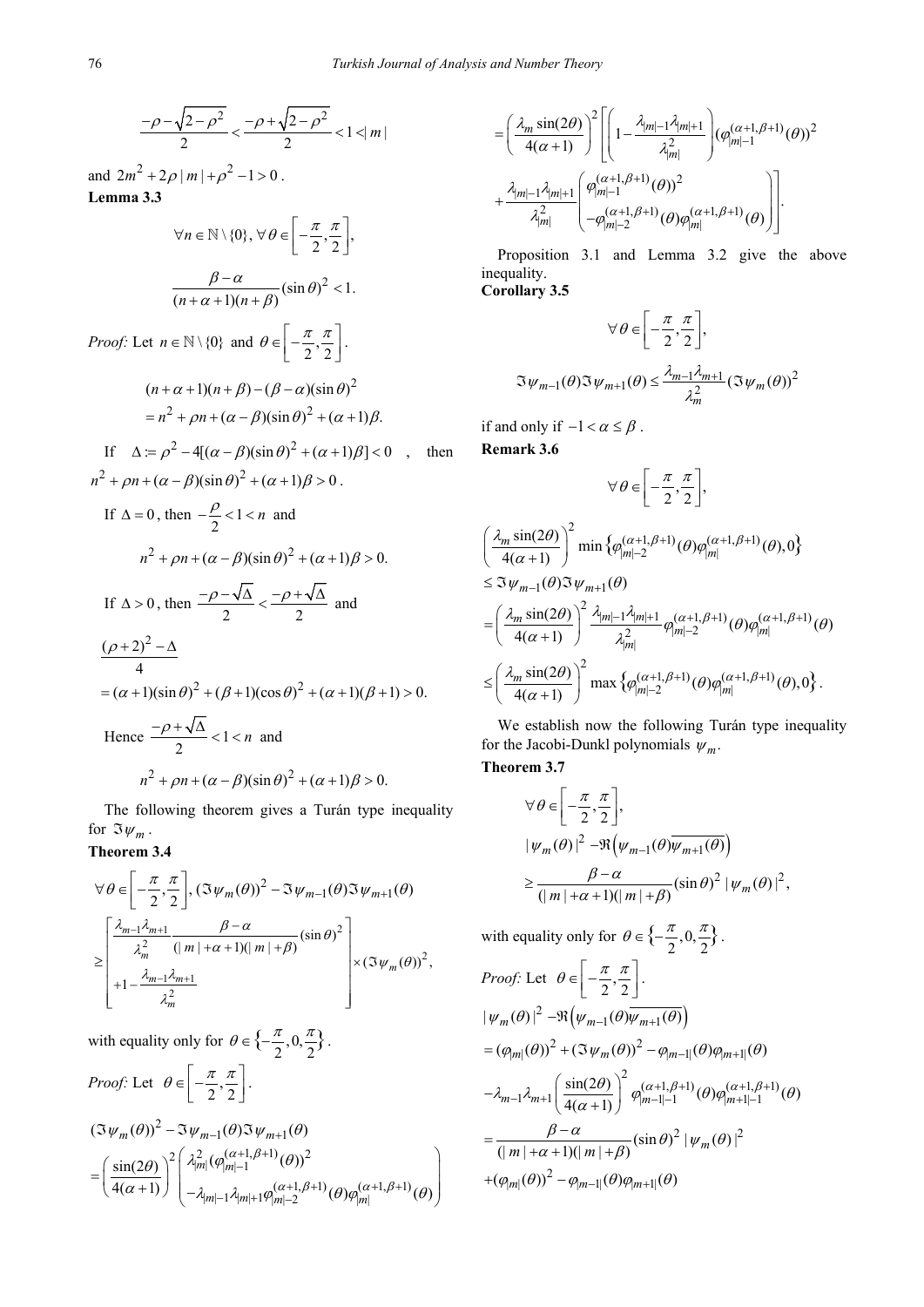$$\frac{-\rho-\sqrt{2-\rho^2}}{2}<\frac{-\rho+\sqrt{2-\rho^2}}{2}<1<|m|$$

and $2m^2+2\rho|m|+\rho^2-1>0$.

**Lemma 3.3**

$$\forall n\in\mathbb{N}\setminus\{0\},\ \forall\theta\in\left[-\frac{\pi}{2},\frac{\pi}{2}\right],$$

$$\frac{\beta-\alpha}{(n+\alpha+1)(n+\beta)}(\sin\theta)^2<1.$$

*Proof:* Let $n\in\mathbb{N}\setminus\{0\}$ and $\theta\in\left[-\frac{\pi}{2},\frac{\pi}{2}\right]$.

$$\begin{aligned}&(n+\alpha+1)(n+\beta)-(\beta-\alpha)(\sin\theta)^2\\&=n^2+\rho n+(\alpha-\beta)(\sin\theta)^2+(\alpha+1)\beta.\end{aligned}$$

If $\Delta:=\rho^2-4[(\alpha-\beta)(\sin\theta)^2+(\alpha+1)\beta]<0$, then $n^2+\rho n+(\alpha-\beta)(\sin\theta)^2+(\alpha+1)\beta>0$.

If $\Delta=0$, then $-\frac{\rho}{2}<1<n$ and

$$n^2+\rho n+(\alpha-\beta)(\sin\theta)^2+(\alpha+1)\beta>0.$$

If $\Delta>0$, then $\frac{-\rho-\sqrt{\Delta}}{2}<\frac{-\rho+\sqrt{\Delta}}{2}$ and

$$\begin{aligned}&\frac{(\rho+2)^2-\Delta}{4}\\&=(\alpha+1)(\sin\theta)^2+(\beta+1)(\cos\theta)^2+(\alpha+1)(\beta+1)>0.\end{aligned}$$

Hence $\frac{-\rho+\sqrt{\Delta}}{2}<1<n$ and

$$n^2+\rho n+(\alpha-\beta)(\sin\theta)^2+(\alpha+1)\beta>0.$$

The following theorem gives a Turán type inequality for $\Im\psi_m$.

**Theorem 3.4**

$$\forall\theta\in\left[-\frac{\pi}{2},\frac{\pi}{2}\right],\ (\Im\psi_m(\theta))^2-\Im\psi_{m-1}(\theta)\Im\psi_{m+1}(\theta)$$

$$\geq\begin{bmatrix}\frac{\lambda_{m-1}\lambda_{m+1}}{\lambda_m^2}\frac{\beta-\alpha}{(|m|+\alpha+1)(|m|+\beta)}(\sin\theta)^2\\+1-\frac{\lambda_{m-1}\lambda_{m+1}}{\lambda_m^2}\end{bmatrix}\times(\Im\psi_m(\theta))^2,$$

with equality only for $\theta\in\left\{-\frac{\pi}{2},0,\frac{\pi}{2}\right\}$.

*Proof:* Let $\theta\in\left[-\frac{\pi}{2},\frac{\pi}{2}\right]$.

$$\begin{aligned}&(\Im\psi_m(\theta))^2-\Im\psi_{m-1}(\theta)\Im\psi_{m+1}(\theta)\\&=\left(\frac{\sin(2\theta)}{4(\alpha+1)}\right)^2\begin{pmatrix}\lambda_{|m|}^2(\varphi_{|m|-1}^{(\alpha+1,\beta+1)}(\theta))^2\\-\lambda_{|m|-1}\lambda_{|m|+1}\varphi_{|m|-2}^{(\alpha+1,\beta+1)}(\theta)\varphi_{|m|}^{(\alpha+1,\beta+1)}(\theta)\end{pmatrix}\\&=\left(\frac{\lambda_m\sin(2\theta)}{4(\alpha+1)}\right)^2\left[\left(1-\frac{\lambda_{|m|-1}\lambda_{|m|+1}}{\lambda_{|m|}^2}\right)(\varphi_{|m|-1}^{(\alpha+1,\beta+1)}(\theta))^2\right.\\&\left.+\frac{\lambda_{|m|-1}\lambda_{|m|+1}}{\lambda_{|m|}^2}\begin{pmatrix}\varphi_{|m|-1}^{(\alpha+1,\beta+1)}(\theta))^2\\-\varphi_{|m|-2}^{(\alpha+1,\beta+1)}(\theta)\varphi_{|m|}^{(\alpha+1,\beta+1)}(\theta)\end{pmatrix}\right].\end{aligned}$$

Proposition 3.1 and Lemma 3.2 give the above inequality.

**Corollary 3.5**

$$\forall\theta\in\left[-\frac{\pi}{2},\frac{\pi}{2}\right],$$

$$\Im\psi_{m-1}(\theta)\Im\psi_{m+1}(\theta)\leq\frac{\lambda_{m-1}\lambda_{m+1}}{\lambda_m^2}(\Im\psi_m(\theta))^2$$

if and only if $-1<\alpha\leq\beta$.

**Remark 3.6**

$$\forall\theta\in\left[-\frac{\pi}{2},\frac{\pi}{2}\right],$$

$$\begin{aligned}&\left(\frac{\lambda_m\sin(2\theta)}{4(\alpha+1)}\right)^2\min\left\{\varphi_{|m|-2}^{(\alpha+1,\beta+1)}(\theta)\varphi_{|m|}^{(\alpha+1,\beta+1)}(\theta),0\right\}\\&\leq\Im\psi_{m-1}(\theta)\Im\psi_{m+1}(\theta)\\&=\left(\frac{\lambda_m\sin(2\theta)}{4(\alpha+1)}\right)^2\frac{\lambda_{|m|-1}\lambda_{|m|+1}}{\lambda_{|m|}^2}\varphi_{|m|-2}^{(\alpha+1,\beta+1)}(\theta)\varphi_{|m|}^{(\alpha+1,\beta+1)}(\theta)\\&\leq\left(\frac{\lambda_m\sin(2\theta)}{4(\alpha+1)}\right)^2\max\left\{\varphi_{|m|-2}^{(\alpha+1,\beta+1)}(\theta)\varphi_{|m|}^{(\alpha+1,\beta+1)}(\theta),0\right\}.\end{aligned}$$

We establish now the following Turán type inequality for the Jacobi-Dunkl polynomials $\psi_m$.

**Theorem 3.7**

$$\begin{aligned}&\forall\theta\in\left[-\frac{\pi}{2},\frac{\pi}{2}\right],\\&|\psi_m(\theta)|^2-\Re\left(\psi_{m-1}(\theta)\overline{\psi_{m+1}(\theta)}\right)\\&\geq\frac{\beta-\alpha}{(|m|+\alpha+1)(|m|+\beta)}(\sin\theta)^2|\psi_m(\theta)|^2,\end{aligned}$$

with equality only for $\theta\in\left\{-\frac{\pi}{2},0,\frac{\pi}{2}\right\}$.

*Proof:* Let $\theta\in\left[-\frac{\pi}{2},\frac{\pi}{2}\right]$.

$$\begin{aligned}&|\psi_m(\theta)|^2-\Re\left(\psi_{m-1}(\theta)\overline{\psi_{m+1}(\theta)}\right)\\&=(\varphi_{|m|}(\theta))^2+(\Im\psi_m(\theta))^2-\varphi_{|m-1|}(\theta)\varphi_{|m+1|}(\theta)\\&-\lambda_{m-1}\lambda_{m+1}\left(\frac{\sin(2\theta)}{4(\alpha+1)}\right)^2\varphi_{|m-1|-1}^{(\alpha+1,\beta+1)}(\theta)\varphi_{|m+1|-1}^{(\alpha+1,\beta+1)}(\theta)\\&=\frac{\beta-\alpha}{(|m|+\alpha+1)(|m|+\beta)}(\sin\theta)^2|\psi_m(\theta)|^2\\&+(\varphi_{|m|}(\theta))^2-\varphi_{|m-1|}(\theta)\varphi_{|m+1|}(\theta)\end{aligned}$$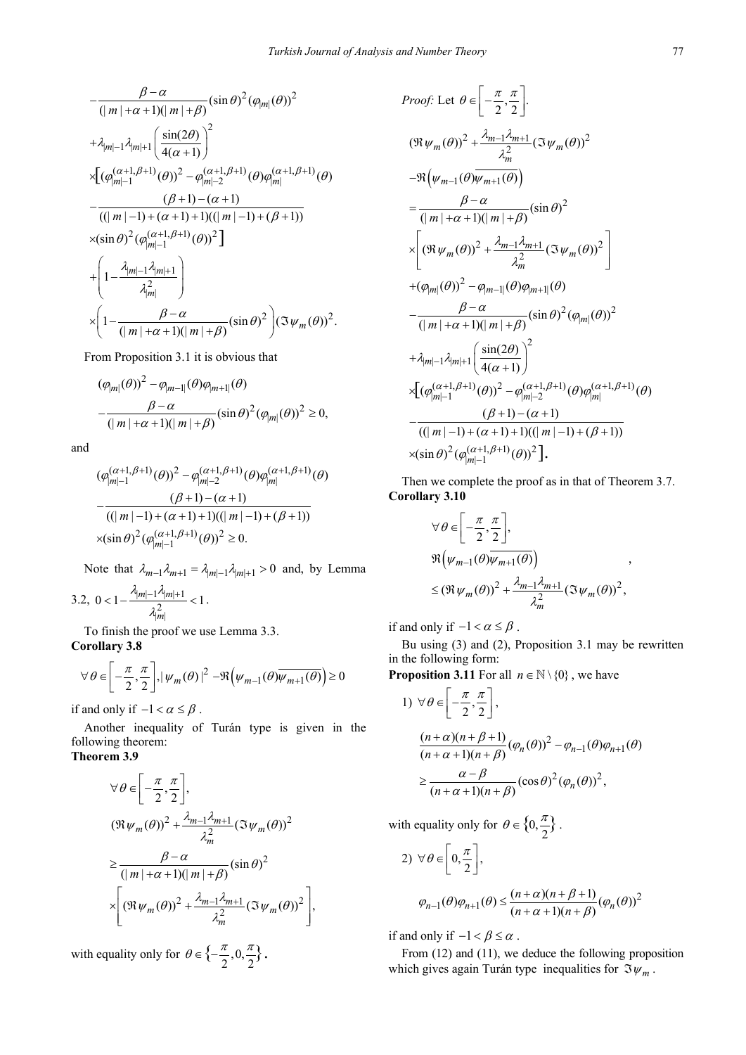$$-\frac{\beta-\alpha}{(|m|+\alpha+1)(|m|+\beta)}(\sin\theta)^2(\varphi_{|m|}(\theta))^2$$

$$+\lambda_{|m|-1}\lambda_{|m|+1}\left(\frac{\sin(2\theta)}{4(\alpha+1)}\right)^2$$

$$\times\Big[(\varphi_{|m|-1}^{(\alpha+1,\beta+1)}(\theta))^2-\varphi_{|m|-2}^{(\alpha+1,\beta+1)}(\theta)\varphi_{|m|}^{(\alpha+1,\beta+1)}(\theta)$$

$$-\frac{(\beta+1)-(\alpha+1)}{((|m|-1)+(\alpha+1)+1)((|m|-1)+(\beta+1))}$$

$$\times(\sin\theta)^2(\varphi_{|m|-1}^{(\alpha+1,\beta+1)}(\theta))^2\Big]$$

$$+\left(1-\frac{\lambda_{|m|-1}\lambda_{|m|+1}}{\lambda_{|m|}^2}\right)$$

$$\times\left(1-\frac{\beta-\alpha}{(|m|+\alpha+1)(|m|+\beta)}(\sin\theta)^2\right)(\Im\psi_m(\theta))^2.$$

From Proposition 3.1 it is obvious that

$$(\varphi_{|m|}(\theta))^2-\varphi_{|m-1|}(\theta)\varphi_{|m+1|}(\theta)$$
$$-\frac{\beta-\alpha}{(|m|+\alpha+1)(|m|+\beta)}(\sin\theta)^2(\varphi_{|m|}(\theta))^2\geq 0,$$

and

$$(\varphi_{|m|-1}^{(\alpha+1,\beta+1)}(\theta))^2-\varphi_{|m|-2}^{(\alpha+1,\beta+1)}(\theta)\varphi_{|m|}^{(\alpha+1,\beta+1)}(\theta)$$
$$-\frac{(\beta+1)-(\alpha+1)}{((|m|-1)+(\alpha+1)+1)((|m|-1)+(\beta+1))}$$
$$\times(\sin\theta)^2(\varphi_{|m|-1}^{(\alpha+1,\beta+1)}(\theta))^2\geq 0.$$

Note that $\lambda_{m-1}\lambda_{m+1}=\lambda_{|m|-1}\lambda_{|m|+1}>0$ and, by Lemma 3.2, $0<1-\frac{\lambda_{|m|-1}\lambda_{|m|+1}}{\lambda_{|m|}^2}<1$.

To finish the proof we use Lemma 3.3.

**Corollary 3.8**

$$\forall\theta\in\left[-\frac{\pi}{2},\frac{\pi}{2}\right],|\psi_m(\theta)|^2-\Re\left(\psi_{m-1}(\theta)\overline{\psi_{m+1}(\theta)}\right)\geq 0$$

if and only if $-1<\alpha\leq\beta$.

Another inequality of Turán type is given in the following theorem:

**Theorem 3.9**

$$\forall\theta\in\left[-\frac{\pi}{2},\frac{\pi}{2}\right],$$

$$(\Re\psi_m(\theta))^2+\frac{\lambda_{m-1}\lambda_{m+1}}{\lambda_m^2}(\Im\psi_m(\theta))^2$$

$$\geq\frac{\beta-\alpha}{(|m|+\alpha+1)(|m|+\beta)}(\sin\theta)^2$$

$$\times\left[(\Re\psi_m(\theta))^2+\frac{\lambda_{m-1}\lambda_{m+1}}{\lambda_m^2}(\Im\psi_m(\theta))^2\right],$$

with equality only for $\theta\in\left\{-\frac{\pi}{2},0,\frac{\pi}{2}\right\}$.

*Proof:* Let $\theta\in\left[-\frac{\pi}{2},\frac{\pi}{2}\right]$.

$$(\Re\psi_m(\theta))^2+\frac{\lambda_{m-1}\lambda_{m+1}}{\lambda_m^2}(\Im\psi_m(\theta))^2$$

$$-\Re\left(\psi_{m-1}(\theta)\overline{\psi_{m+1}(\theta)}\right)$$

$$=\frac{\beta-\alpha}{(|m|+\alpha+1)(|m|+\beta)}(\sin\theta)^2$$

$$\times\left[(\Re\psi_m(\theta))^2+\frac{\lambda_{m-1}\lambda_{m+1}}{\lambda_m^2}(\Im\psi_m(\theta))^2\right]$$

$$+(\varphi_{|m|}(\theta))^2-\varphi_{|m-1|}(\theta)\varphi_{|m+1|}(\theta)$$

$$-\frac{\beta-\alpha}{(|m|+\alpha+1)(|m|+\beta)}(\sin\theta)^2(\varphi_{|m|}(\theta))^2$$

$$+\lambda_{|m|-1}\lambda_{|m|+1}\left(\frac{\sin(2\theta)}{4(\alpha+1)}\right)^2$$

$$\times\Big[(\varphi_{|m|-1}^{(\alpha+1,\beta+1)}(\theta))^2-\varphi_{|m|-2}^{(\alpha+1,\beta+1)}(\theta)\varphi_{|m|}^{(\alpha+1,\beta+1)}(\theta)$$

$$-\frac{(\beta+1)-(\alpha+1)}{((|m|-1)+(\alpha+1)+1)((|m|-1)+(\beta+1))}$$

$$\times(\sin\theta)^2(\varphi_{|m|-1}^{(\alpha+1,\beta+1)}(\theta))^2\Big].$$

Then we complete the proof as in that of Theorem 3.7.

**Corollary 3.10**

$$\forall\theta\in\left[-\frac{\pi}{2},\frac{\pi}{2}\right],$$

$$\Re\left(\psi_{m-1}(\theta)\overline{\psi_{m+1}(\theta)}\right),$$

$$\leq(\Re\psi_m(\theta))^2+\frac{\lambda_{m-1}\lambda_{m+1}}{\lambda_m^2}(\Im\psi_m(\theta))^2,$$

if and only if $-1<\alpha\leq\beta$.

Bu using (3) and (2), Proposition 3.1 may be rewritten in the following form:

**Proposition 3.11** For all $n\in\mathbb{N}\setminus\{0\}$, we have

1) $\forall\theta\in\left[-\frac{\pi}{2},\frac{\pi}{2}\right]$,

$$\frac{(n+\alpha)(n+\beta+1)}{(n+\alpha+1)(n+\beta)}(\varphi_n(\theta))^2-\varphi_{n-1}(\theta)\varphi_{n+1}(\theta)$$

$$\geq\frac{\alpha-\beta}{(n+\alpha+1)(n+\beta)}(\cos\theta)^2(\varphi_n(\theta))^2,$$

with equality only for $\theta\in\left\{0,\frac{\pi}{2}\right\}$.

2) $\forall\theta\in\left[0,\frac{\pi}{2}\right]$,

$$\varphi_{n-1}(\theta)\varphi_{n+1}(\theta)\leq\frac{(n+\alpha)(n+\beta+1)}{(n+\alpha+1)(n+\beta)}(\varphi_n(\theta))^2$$

if and only if $-1<\beta\leq\alpha$.

From (12) and (11), we deduce the following proposition which gives again Turán type inequalities for $\Im\psi_m$.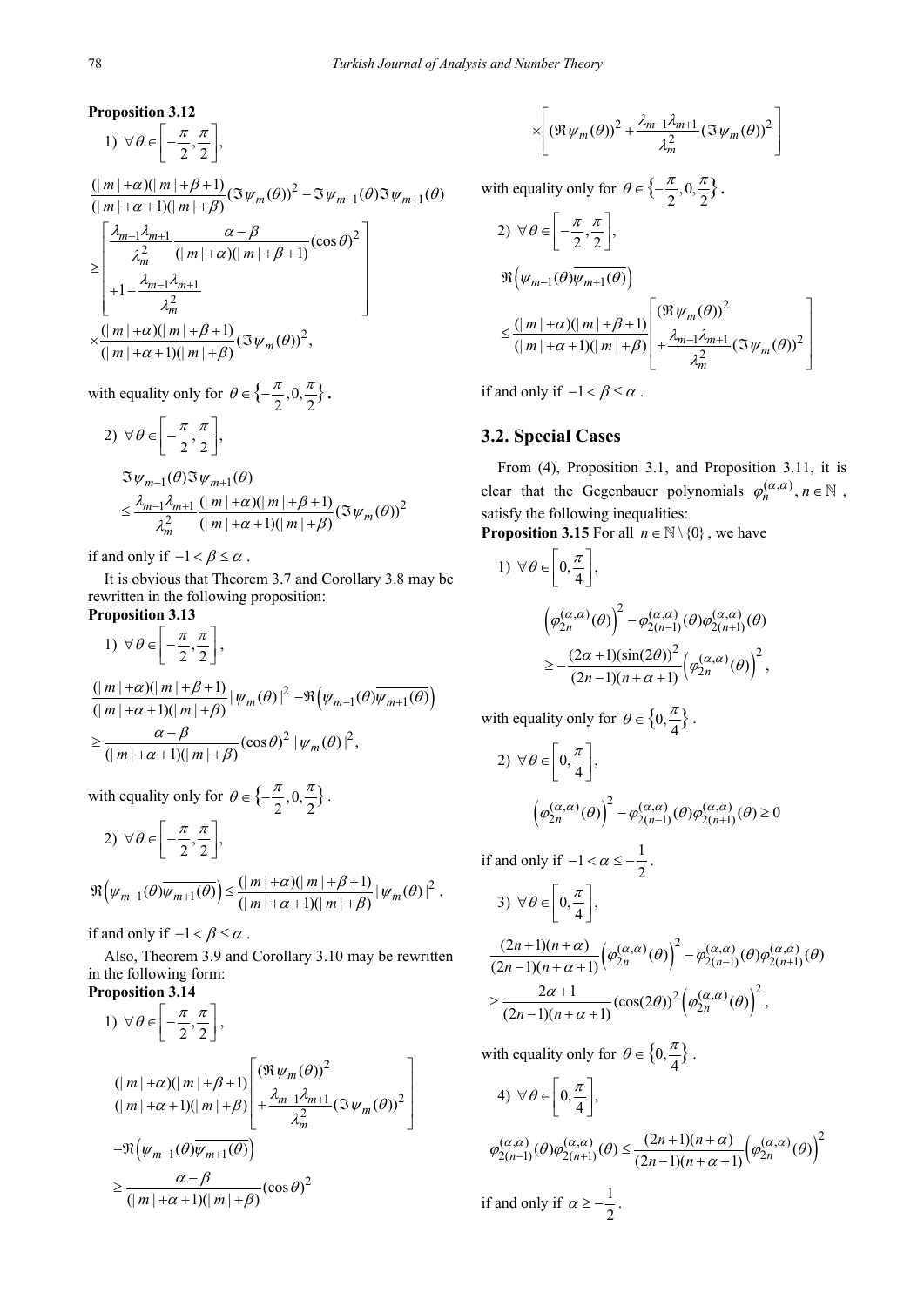**Proposition 3.12**

1) $\forall \theta \in \left[-\frac{\pi}{2}, \frac{\pi}{2}\right]$,

$$\frac{(|m|+\alpha)(|m|+\beta+1)}{(|m|+\alpha+1)(|m|+\beta)}(\Im\psi_m(\theta))^2 - \Im\psi_{m-1}(\theta)\Im\psi_{m+1}(\theta)$$

$$\geq \left[\begin{array}{l} \frac{\lambda_{m-1}\lambda_{m+1}}{\lambda_m^2}\frac{\alpha-\beta}{(|m|+\alpha)(|m|+\beta+1)}(\cos\theta)^2 \\ +1-\frac{\lambda_{m-1}\lambda_{m+1}}{\lambda_m^2} \end{array}\right]$$

$$\times\frac{(|m|+\alpha)(|m|+\beta+1)}{(|m|+\alpha+1)(|m|+\beta)}(\Im\psi_m(\theta))^2,$$

with equality only for $\theta \in \left\{-\frac{\pi}{2}, 0, \frac{\pi}{2}\right\}$.

2) $\forall \theta \in \left[-\frac{\pi}{2}, \frac{\pi}{2}\right]$,

$$\Im\psi_{m-1}(\theta)\Im\psi_{m+1}(\theta) \leq \frac{\lambda_{m-1}\lambda_{m+1}}{\lambda_m^2}\frac{(|m|+\alpha)(|m|+\beta+1)}{(|m|+\alpha+1)(|m|+\beta)}(\Im\psi_m(\theta))^2$$

if and only if $-1 < \beta \leq \alpha$.

It is obvious that Theorem 3.7 and Corollary 3.8 may be rewritten in the following proposition:

**Proposition 3.13**

1) $\forall \theta \in \left[-\frac{\pi}{2}, \frac{\pi}{2}\right]$,

$$\frac{(|m|+\alpha)(|m|+\beta+1)}{(|m|+\alpha+1)(|m|+\beta)}|\psi_m(\theta)|^2 - \Re\left(\psi_{m-1}(\theta)\overline{\psi_{m+1}(\theta)}\right) \geq \frac{\alpha-\beta}{(|m|+\alpha+1)(|m|+\beta)}(\cos\theta)^2|\psi_m(\theta)|^2,$$

with equality only for $\theta \in \left\{-\frac{\pi}{2}, 0, \frac{\pi}{2}\right\}$.

2) $\forall \theta \in \left[-\frac{\pi}{2}, \frac{\pi}{2}\right]$,

$$\Re\left(\psi_{m-1}(\theta)\overline{\psi_{m+1}(\theta)}\right) \leq \frac{(|m|+\alpha)(|m|+\beta+1)}{(|m|+\alpha+1)(|m|+\beta)}|\psi_m(\theta)|^2.$$

if and only if $-1 < \beta \leq \alpha$.

Also, Theorem 3.9 and Corollary 3.10 may be rewritten in the following form:

**Proposition 3.14**

1) $\forall \theta \in \left[-\frac{\pi}{2}, \frac{\pi}{2}\right]$,

$$\frac{(|m|+\alpha)(|m|+\beta+1)}{(|m|+\alpha+1)(|m|+\beta)}\left[\begin{array}{l}(\Re\psi_m(\theta))^2 \\ +\frac{\lambda_{m-1}\lambda_{m+1}}{\lambda_m^2}(\Im\psi_m(\theta))^2\end{array}\right] - \Re\left(\psi_{m-1}(\theta)\overline{\psi_{m+1}(\theta)}\right)$$

$$\geq \frac{\alpha-\beta}{(|m|+\alpha+1)(|m|+\beta)}(\cos\theta)^2 \times\left[(\Re\psi_m(\theta))^2 + \frac{\lambda_{m-1}\lambda_{m+1}}{\lambda_m^2}(\Im\psi_m(\theta))^2\right]$$

with equality only for $\theta \in \left\{-\frac{\pi}{2}, 0, \frac{\pi}{2}\right\}$.

2) $\forall \theta \in \left[-\frac{\pi}{2}, \frac{\pi}{2}\right]$,

$$\Re\left(\psi_{m-1}(\theta)\overline{\psi_{m+1}(\theta)}\right) \leq \frac{(|m|+\alpha)(|m|+\beta+1)}{(|m|+\alpha+1)(|m|+\beta)}\left[\begin{array}{l}(\Re\psi_m(\theta))^2 \\ +\frac{\lambda_{m-1}\lambda_{m+1}}{\lambda_m^2}(\Im\psi_m(\theta))^2\end{array}\right]$$

if and only if $-1 < \beta \leq \alpha$.

## 3.2. Special Cases

From (4), Proposition 3.1, and Proposition 3.11, it is clear that the Gegenbauer polynomials $\varphi_n^{(\alpha,\alpha)}, n \in \mathbb{N}$, satisfy the following inequalities:

**Proposition 3.15** For all $n \in \mathbb{N}\setminus\{0\}$, we have

1) $\forall \theta \in \left[0, \frac{\pi}{4}\right]$,

$$\left(\varphi_{2n}^{(\alpha,\alpha)}(\theta)\right)^2 - \varphi_{2(n-1)}^{(\alpha,\alpha)}(\theta)\varphi_{2(n+1)}^{(\alpha,\alpha)}(\theta) \geq -\frac{(2\alpha+1)(\sin(2\theta))^2}{(2n-1)(n+\alpha+1)}\left(\varphi_{2n}^{(\alpha,\alpha)}(\theta)\right)^2,$$

with equality only for $\theta \in \left\{0, \frac{\pi}{4}\right\}$.

2) $\forall \theta \in \left[0, \frac{\pi}{4}\right]$,

$$\left(\varphi_{2n}^{(\alpha,\alpha)}(\theta)\right)^2 - \varphi_{2(n-1)}^{(\alpha,\alpha)}(\theta)\varphi_{2(n+1)}^{(\alpha,\alpha)}(\theta) \geq 0$$

if and only if $-1 < \alpha \leq -\frac{1}{2}$.

3) $\forall \theta \in \left[0, \frac{\pi}{4}\right]$,

$$\frac{(2n+1)(n+\alpha)}{(2n-1)(n+\alpha+1)}\left(\varphi_{2n}^{(\alpha,\alpha)}(\theta)\right)^2 - \varphi_{2(n-1)}^{(\alpha,\alpha)}(\theta)\varphi_{2(n+1)}^{(\alpha,\alpha)}(\theta) \geq \frac{2\alpha+1}{(2n-1)(n+\alpha+1)}(\cos(2\theta))^2\left(\varphi_{2n}^{(\alpha,\alpha)}(\theta)\right)^2,$$

with equality only for $\theta \in \left\{0, \frac{\pi}{4}\right\}$.

4) $\forall \theta \in \left[0, \frac{\pi}{4}\right]$,

$$\varphi_{2(n-1)}^{(\alpha,\alpha)}(\theta)\varphi_{2(n+1)}^{(\alpha,\alpha)}(\theta) \leq \frac{(2n+1)(n+\alpha)}{(2n-1)(n+\alpha+1)}\left(\varphi_{2n}^{(\alpha,\alpha)}(\theta)\right)^2$$

if and only if $\alpha \geq -\frac{1}{2}$.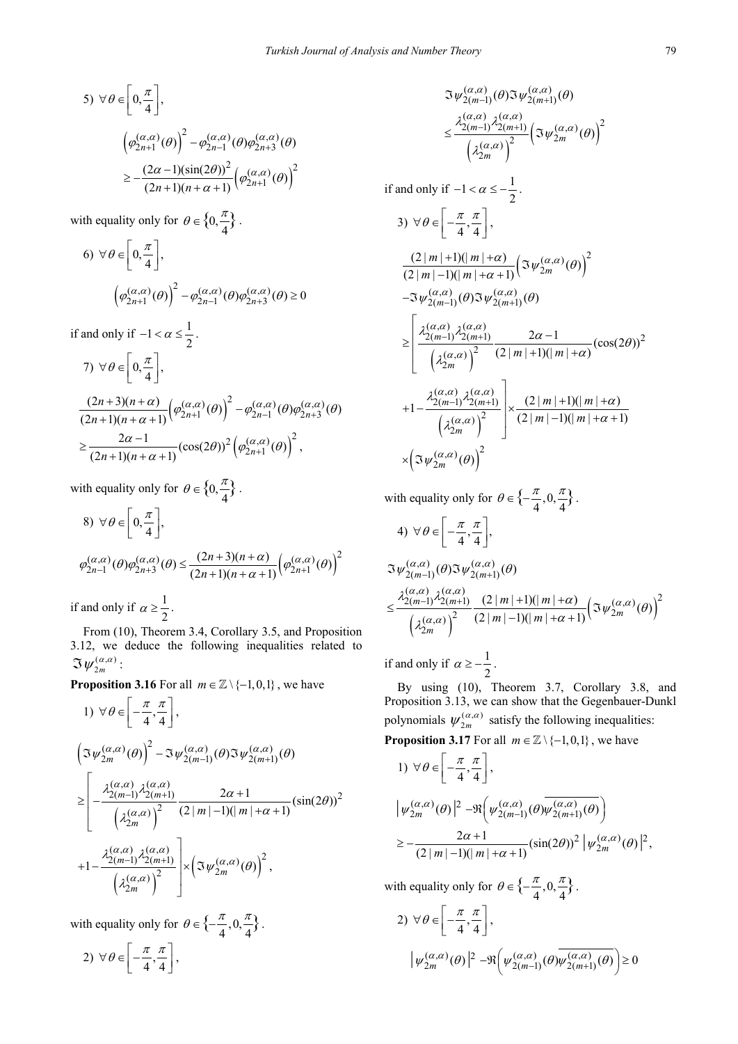5) $\forall \theta \in \left[0, \frac{\pi}{4}\right]$,

$$\left(\varphi_{2n+1}^{(\alpha,\alpha)}(\theta)\right)^2 - \varphi_{2n-1}^{(\alpha,\alpha)}(\theta)\varphi_{2n+3}^{(\alpha,\alpha)}(\theta) \geq -\frac{(2\alpha-1)(\sin(2\theta))^2}{(2n+1)(n+\alpha+1)}\left(\varphi_{2n+1}^{(\alpha,\alpha)}(\theta)\right)^2$$

with equality only for $\theta \in \left\{0, \frac{\pi}{4}\right\}$.

6) $\forall \theta \in \left[0, \frac{\pi}{4}\right]$,

$$\left(\varphi_{2n+1}^{(\alpha,\alpha)}(\theta)\right)^2 - \varphi_{2n-1}^{(\alpha,\alpha)}(\theta)\varphi_{2n+3}^{(\alpha,\alpha)}(\theta) \geq 0$$

if and only if $-1 < \alpha \leq \frac{1}{2}$.

7) $\forall \theta \in \left[0, \frac{\pi}{4}\right]$,

$$\frac{(2n+3)(n+\alpha)}{(2n+1)(n+\alpha+1)}\left(\varphi_{2n+1}^{(\alpha,\alpha)}(\theta)\right)^2 - \varphi_{2n-1}^{(\alpha,\alpha)}(\theta)\varphi_{2n+3}^{(\alpha,\alpha)}(\theta) \geq \frac{2\alpha-1}{(2n+1)(n+\alpha+1)}(\cos(2\theta))^2\left(\varphi_{2n+1}^{(\alpha,\alpha)}(\theta)\right)^2,$$

with equality only for $\theta \in \left\{0, \frac{\pi}{4}\right\}$.

8) $\forall \theta \in \left[0, \frac{\pi}{4}\right]$,

$$\varphi_{2n-1}^{(\alpha,\alpha)}(\theta)\varphi_{2n+3}^{(\alpha,\alpha)}(\theta) \leq \frac{(2n+3)(n+\alpha)}{(2n+1)(n+\alpha+1)}\left(\varphi_{2n+1}^{(\alpha,\alpha)}(\theta)\right)^2$$

if and only if $\alpha \geq \frac{1}{2}$.

From (10), Theorem 3.4, Corollary 3.5, and Proposition 3.12, we deduce the following inequalities related to $\Im\psi_{2m}^{(\alpha,\alpha)}$:

**Proposition 3.16** For all $m \in \mathbb{Z} \setminus \{-1,0,1\}$, we have

1) $\forall \theta \in \left[-\frac{\pi}{4}, \frac{\pi}{4}\right]$,

$$\left(\Im\psi_{2m}^{(\alpha,\alpha)}(\theta)\right)^2 - \Im\psi_{2(m-1)}^{(\alpha,\alpha)}(\theta)\Im\psi_{2(m+1)}^{(\alpha,\alpha)}(\theta) \geq \left[-\frac{\lambda_{2(m-1)}^{(\alpha,\alpha)}\lambda_{2(m+1)}^{(\alpha,\alpha)}}{\left(\lambda_{2m}^{(\alpha,\alpha)}\right)^2}\frac{2\alpha+1}{(2|m|-1)(|m|+\alpha+1)}(\sin(2\theta))^2 + 1 - \frac{\lambda_{2(m-1)}^{(\alpha,\alpha)}\lambda_{2(m+1)}^{(\alpha,\alpha)}}{\left(\lambda_{2m}^{(\alpha,\alpha)}\right)^2}\right] \times \left(\Im\psi_{2m}^{(\alpha,\alpha)}(\theta)\right)^2,$$

with equality only for $\theta \in \left\{-\frac{\pi}{4}, 0, \frac{\pi}{4}\right\}$.

2) $\forall \theta \in \left[-\frac{\pi}{4}, \frac{\pi}{4}\right]$,

$$\Im\psi_{2(m-1)}^{(\alpha,\alpha)}(\theta)\Im\psi_{2(m+1)}^{(\alpha,\alpha)}(\theta) \leq \frac{\lambda_{2(m-1)}^{(\alpha,\alpha)}\lambda_{2(m+1)}^{(\alpha,\alpha)}}{\left(\lambda_{2m}^{(\alpha,\alpha)}\right)^2}\left(\Im\psi_{2m}^{(\alpha,\alpha)}(\theta)\right)^2$$

if and only if $-1 < \alpha \leq -\frac{1}{2}$.

3) $\forall \theta \in \left[-\frac{\pi}{4}, \frac{\pi}{4}\right]$,

$$\frac{(2|m|+1)(|m|+\alpha)}{(2|m|-1)(|m|+\alpha+1)}\left(\Im\psi_{2m}^{(\alpha,\alpha)}(\theta)\right)^2 - \Im\psi_{2(m-1)}^{(\alpha,\alpha)}(\theta)\Im\psi_{2(m+1)}^{(\alpha,\alpha)}(\theta) \geq \left[\frac{\lambda_{2(m-1)}^{(\alpha,\alpha)}\lambda_{2(m+1)}^{(\alpha,\alpha)}}{\left(\lambda_{2m}^{(\alpha,\alpha)}\right)^2}\frac{2\alpha-1}{(2|m|+1)(|m|+\alpha)}(\cos(2\theta))^2 + 1 - \frac{\lambda_{2(m-1)}^{(\alpha,\alpha)}\lambda_{2(m+1)}^{(\alpha,\alpha)}}{\left(\lambda_{2m}^{(\alpha,\alpha)}\right)^2}\right] \times \frac{(2|m|+1)(|m|+\alpha)}{(2|m|-1)(|m|+\alpha+1)} \times \left(\Im\psi_{2m}^{(\alpha,\alpha)}(\theta)\right)^2$$

with equality only for $\theta \in \left\{-\frac{\pi}{4}, 0, \frac{\pi}{4}\right\}$.

4) $\forall \theta \in \left[-\frac{\pi}{4}, \frac{\pi}{4}\right]$,

$$\Im\psi_{2(m-1)}^{(\alpha,\alpha)}(\theta)\Im\psi_{2(m+1)}^{(\alpha,\alpha)}(\theta) \leq \frac{\lambda_{2(m-1)}^{(\alpha,\alpha)}\lambda_{2(m+1)}^{(\alpha,\alpha)}}{\left(\lambda_{2m}^{(\alpha,\alpha)}\right)^2}\frac{(2|m|+1)(|m|+\alpha)}{(2|m|-1)(|m|+\alpha+1)}\left(\Im\psi_{2m}^{(\alpha,\alpha)}(\theta)\right)^2$$

if and only if $\alpha \geq -\frac{1}{2}$.

By using (10), Theorem 3.7, Corollary 3.8, and Proposition 3.13, we can show that the Gegenbauer-Dunkl polynomials $\psi_{2m}^{(\alpha,\alpha)}$ satisfy the following inequalities:

**Proposition 3.17** For all $m \in \mathbb{Z} \setminus \{-1,0,1\}$, we have

1) $\forall \theta \in \left[-\frac{\pi}{4}, \frac{\pi}{4}\right]$,

$$\left|\psi_{2m}^{(\alpha,\alpha)}(\theta)\right|^2 - \Re\left(\psi_{2(m-1)}^{(\alpha,\alpha)}(\theta)\overline{\psi_{2(m+1)}^{(\alpha,\alpha)}(\theta)}\right) \geq -\frac{2\alpha+1}{(2|m|-1)(|m|+\alpha+1)}(\sin(2\theta))^2\left|\psi_{2m}^{(\alpha,\alpha)}(\theta)\right|^2,$$

with equality only for $\theta \in \left\{-\frac{\pi}{4}, 0, \frac{\pi}{4}\right\}$.

2) $\forall \theta \in \left[-\frac{\pi}{4}, \frac{\pi}{4}\right]$,

$$\left|\psi_{2m}^{(\alpha,\alpha)}(\theta)\right|^2 - \Re\left(\psi_{2(m-1)}^{(\alpha,\alpha)}(\theta)\overline{\psi_{2(m+1)}^{(\alpha,\alpha)}(\theta)}\right) \geq 0$$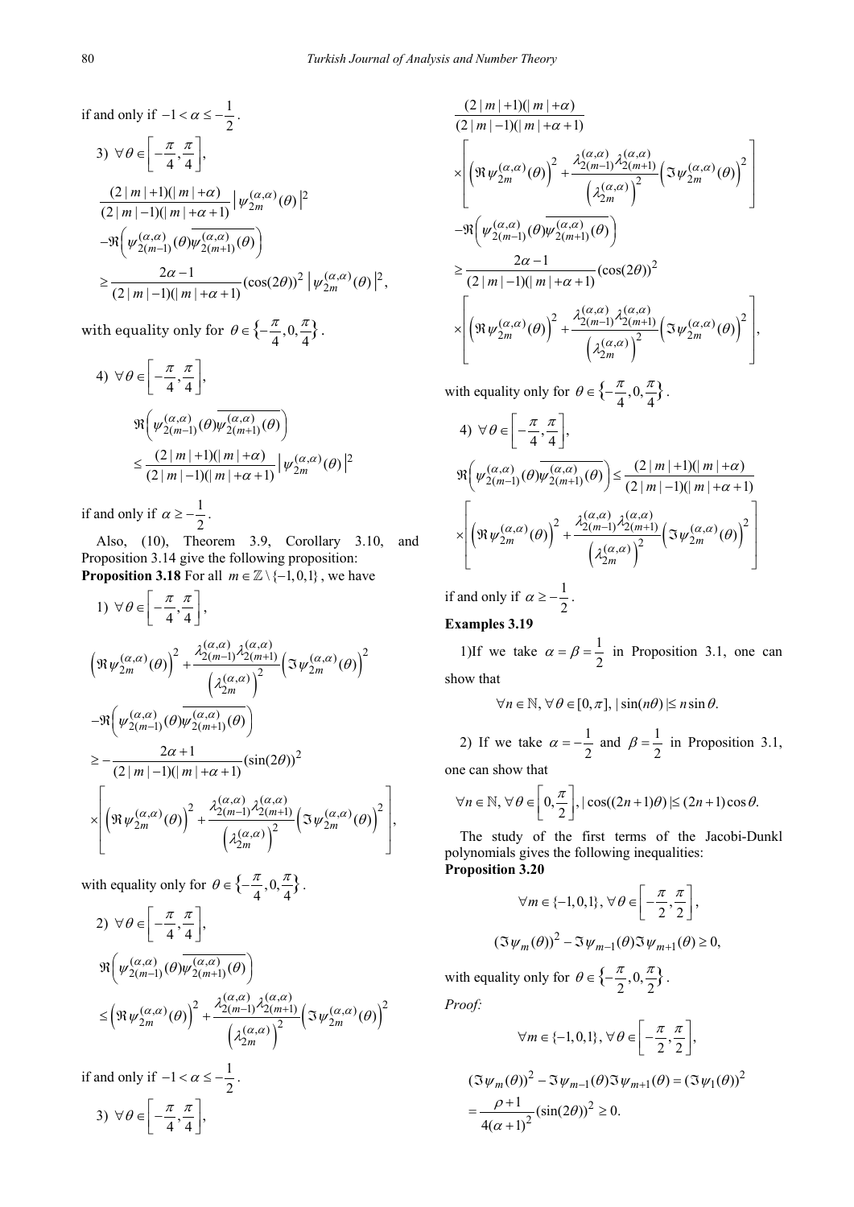if and only if $-1 < \alpha \le -\frac{1}{2}$.

3) $\forall \theta \in \left[-\frac{\pi}{4}, \frac{\pi}{4}\right]$,

$$\frac{(2|m|+1)(|m|+\alpha)}{(2|m|-1)(|m|+\alpha+1)} \left|\psi_{2m}^{(\alpha,\alpha)}(\theta)\right|^2 - \Re\left(\psi_{2(m-1)}^{(\alpha,\alpha)}(\theta)\overline{\psi_{2(m+1)}^{(\alpha,\alpha)}(\theta)}\right) \ge \frac{2\alpha-1}{(2|m|-1)(|m|+\alpha+1)}(\cos(2\theta))^2 \left|\psi_{2m}^{(\alpha,\alpha)}(\theta)\right|^2,$$

with equality only for $\theta \in \left\{-\frac{\pi}{4}, 0, \frac{\pi}{4}\right\}$.

4) $\forall \theta \in \left[-\frac{\pi}{4}, \frac{\pi}{4}\right]$,

$$\Re\left(\psi_{2(m-1)}^{(\alpha,\alpha)}(\theta)\overline{\psi_{2(m+1)}^{(\alpha,\alpha)}(\theta)}\right) \le \frac{(2|m|+1)(|m|+\alpha)}{(2|m|-1)(|m|+\alpha+1)} \left|\psi_{2m}^{(\alpha,\alpha)}(\theta)\right|^2$$

if and only if $\alpha \ge -\frac{1}{2}$.

Also, (10), Theorem 3.9, Corollary 3.10, and Proposition 3.14 give the following proposition:

**Proposition 3.18** For all $m \in \mathbb{Z} \setminus \{-1, 0, 1\}$, we have

1) $\forall \theta \in \left[-\frac{\pi}{4}, \frac{\pi}{4}\right]$,

$$\left(\Re\psi_{2m}^{(\alpha,\alpha)}(\theta)\right)^2 + \frac{\lambda_{2(m-1)}^{(\alpha,\alpha)}\lambda_{2(m+1)}^{(\alpha,\alpha)}}{\left(\lambda_{2m}^{(\alpha,\alpha)}\right)^2}\left(\Im\psi_{2m}^{(\alpha,\alpha)}(\theta)\right)^2 - \Re\left(\psi_{2(m-1)}^{(\alpha,\alpha)}(\theta)\overline{\psi_{2(m+1)}^{(\alpha,\alpha)}(\theta)}\right) \ge -\frac{2\alpha+1}{(2|m|-1)(|m|+\alpha+1)}(\sin(2\theta))^2 \times \left[\left(\Re\psi_{2m}^{(\alpha,\alpha)}(\theta)\right)^2 + \frac{\lambda_{2(m-1)}^{(\alpha,\alpha)}\lambda_{2(m+1)}^{(\alpha,\alpha)}}{\left(\lambda_{2m}^{(\alpha,\alpha)}\right)^2}\left(\Im\psi_{2m}^{(\alpha,\alpha)}(\theta)\right)^2\right],$$

with equality only for $\theta \in \left\{-\frac{\pi}{4}, 0, \frac{\pi}{4}\right\}$.

2) $\forall \theta \in \left[-\frac{\pi}{4}, \frac{\pi}{4}\right]$,

$$\Re\left(\psi_{2(m-1)}^{(\alpha,\alpha)}(\theta)\overline{\psi_{2(m+1)}^{(\alpha,\alpha)}(\theta)}\right) \le \left(\Re\psi_{2m}^{(\alpha,\alpha)}(\theta)\right)^2 + \frac{\lambda_{2(m-1)}^{(\alpha,\alpha)}\lambda_{2(m+1)}^{(\alpha,\alpha)}}{\left(\lambda_{2m}^{(\alpha,\alpha)}\right)^2}\left(\Im\psi_{2m}^{(\alpha,\alpha)}(\theta)\right)^2$$

if and only if $-1 < \alpha \le -\frac{1}{2}$.

3) $\forall \theta \in \left[-\frac{\pi}{4}, \frac{\pi}{4}\right]$,

$$\frac{(2|m|+1)(|m|+\alpha)}{(2|m|-1)(|m|+\alpha+1)} \times \left[\left(\Re\psi_{2m}^{(\alpha,\alpha)}(\theta)\right)^2 + \frac{\lambda_{2(m-1)}^{(\alpha,\alpha)}\lambda_{2(m+1)}^{(\alpha,\alpha)}}{\left(\lambda_{2m}^{(\alpha,\alpha)}\right)^2}\left(\Im\psi_{2m}^{(\alpha,\alpha)}(\theta)\right)^2\right] - \Re\left(\psi_{2(m-1)}^{(\alpha,\alpha)}(\theta)\overline{\psi_{2(m+1)}^{(\alpha,\alpha)}(\theta)}\right) \ge \frac{2\alpha-1}{(2|m|-1)(|m|+\alpha+1)}(\cos(2\theta))^2 \times \left[\left(\Re\psi_{2m}^{(\alpha,\alpha)}(\theta)\right)^2 + \frac{\lambda_{2(m-1)}^{(\alpha,\alpha)}\lambda_{2(m+1)}^{(\alpha,\alpha)}}{\left(\lambda_{2m}^{(\alpha,\alpha)}\right)^2}\left(\Im\psi_{2m}^{(\alpha,\alpha)}(\theta)\right)^2\right],$$

with equality only for $\theta \in \left\{-\frac{\pi}{4}, 0, \frac{\pi}{4}\right\}$.

4) $\forall \theta \in \left[-\frac{\pi}{4}, \frac{\pi}{4}\right]$,

$$\Re\left(\psi_{2(m-1)}^{(\alpha,\alpha)}(\theta)\overline{\psi_{2(m+1)}^{(\alpha,\alpha)}(\theta)}\right) \le \frac{(2|m|+1)(|m|+\alpha)}{(2|m|-1)(|m|+\alpha+1)} \times \left[\left(\Re\psi_{2m}^{(\alpha,\alpha)}(\theta)\right)^2 + \frac{\lambda_{2(m-1)}^{(\alpha,\alpha)}\lambda_{2(m+1)}^{(\alpha,\alpha)}}{\left(\lambda_{2m}^{(\alpha,\alpha)}\right)^2}\left(\Im\psi_{2m}^{(\alpha,\alpha)}(\theta)\right)^2\right]$$

if and only if $\alpha \ge -\frac{1}{2}$.

**Examples 3.19**

1)If we take $\alpha = \beta = \frac{1}{2}$ in Proposition 3.1, one can show that

$$\forall n \in \mathbb{N}, \forall \theta \in [0, \pi], |\sin(n\theta)| \le n \sin\theta.$$

2) If we take $\alpha = -\frac{1}{2}$ and $\beta = \frac{1}{2}$ in Proposition 3.1, one can show that

$$\forall n \in \mathbb{N}, \forall \theta \in \left[0, \frac{\pi}{2}\right], |\cos((2n+1)\theta)| \le (2n+1)\cos\theta.$$

The study of the first terms of the Jacobi-Dunkl polynomials gives the following inequalities:

**Proposition 3.20**

$$\forall m \in \{-1, 0, 1\}, \forall \theta \in \left[-\frac{\pi}{2}, \frac{\pi}{2}\right],$$

$$(\Im\psi_m(\theta))^2 - \Im\psi_{m-1}(\theta)\Im\psi_{m+1}(\theta) \ge 0,$$

with equality only for $\theta \in \left\{-\frac{\pi}{2}, 0, \frac{\pi}{2}\right\}$.

*Proof:*

$$\forall m \in \{-1, 0, 1\}, \forall \theta \in \left[-\frac{\pi}{2}, \frac{\pi}{2}\right],$$

$$(\Im\psi_m(\theta))^2 - \Im\psi_{m-1}(\theta)\Im\psi_{m+1}(\theta) = (\Im\psi_1(\theta))^2 = \frac{\rho+1}{4(\alpha+1)^2}(\sin(2\theta))^2 \ge 0.$$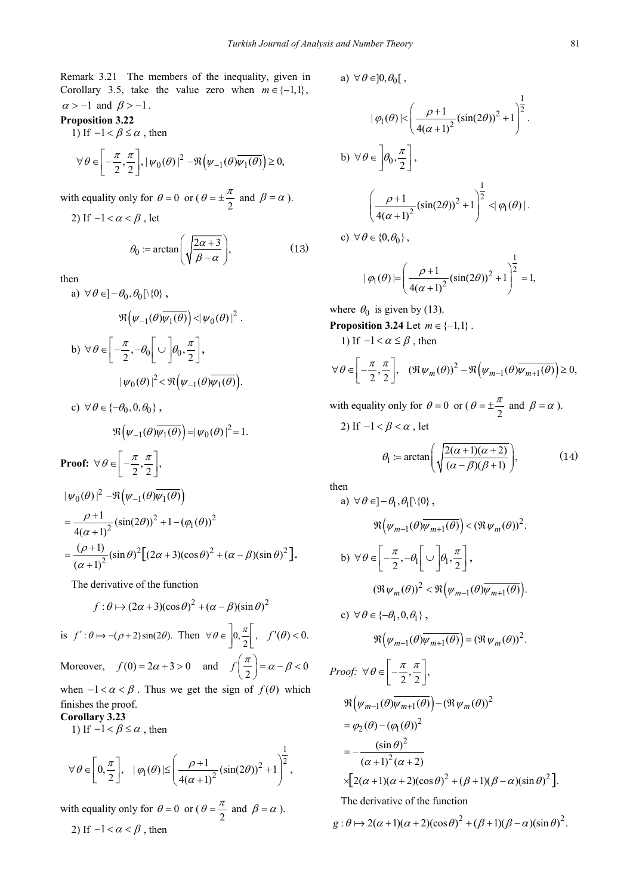Remark 3.21 The members of the inequality, given in Corollary 3.5, take the value zero when $m \in \{-1,1\}$, $\alpha > -1$ and $\beta > -1$.

**Proposition 3.22**

1) If $-1 < \beta \le \alpha$, then

$$\forall \theta \in \left[-\frac{\pi}{2}, \frac{\pi}{2}\right], |\psi_0(\theta)|^2 - \Re\left(\psi_{-1}(\theta)\overline{\psi_1(\theta)}\right) \ge 0,$$

with equality only for $\theta = 0$ or ($\theta = \pm\frac{\pi}{2}$ and $\beta = \alpha$).

2) If $-1 < \alpha < \beta$, let

$$\theta_0 := \arctan\left(\sqrt{\frac{2\alpha+3}{\beta-\alpha}}\right), \tag{13}$$

then

a) $\forall \theta \in ]-\theta_0, \theta_0[\setminus\{0\}$,

$$\Re\left(\psi_{-1}(\theta)\overline{\psi_1(\theta)}\right) < |\psi_0(\theta)|^2.$$

b) $\forall \theta \in \left[-\frac{\pi}{2}, -\theta_0\right[ \cup \left]\theta_0, \frac{\pi}{2}\right]$,

$$|\psi_0(\theta)|^2 < \Re\left(\psi_{-1}(\theta)\overline{\psi_1(\theta)}\right).$$

c) $\forall \theta \in \{-\theta_0, 0, \theta_0\}$,

$$\Re\left(\psi_{-1}(\theta)\overline{\psi_1(\theta)}\right) = |\psi_0(\theta)|^2 = 1.$$

**Proof:** $\forall \theta \in \left[-\frac{\pi}{2}, \frac{\pi}{2}\right]$,

$$\begin{aligned}
&|\psi_0(\theta)|^2 - \Re\left(\psi_{-1}(\theta)\overline{\psi_1(\theta)}\right) \\
&= \frac{\rho+1}{4(\alpha+1)^2}(\sin(2\theta))^2 + 1 - (\varphi_1(\theta))^2 \\
&= \frac{(\rho+1)}{(\alpha+1)^2}(\sin\theta)^2\left[(2\alpha+3)(\cos\theta)^2 + (\alpha-\beta)(\sin\theta)^2\right].
\end{aligned}$$

The derivative of the function

$$f : \theta \mapsto (2\alpha+3)(\cos\theta)^2 + (\alpha-\beta)(\sin\theta)^2$$

is $f' : \theta \mapsto -(\rho+2)\sin(2\theta)$. Then $\forall \theta \in \left]0, \frac{\pi}{2}\right[$, $f'(\theta) < 0$.

Moreover, $f(0) = 2\alpha+3 > 0$ and $f\left(\frac{\pi}{2}\right) = \alpha - \beta < 0$ when $-1 < \alpha < \beta$. Thus we get the sign of $f(\theta)$ which finishes the proof.

**Corollary 3.23**

1) If $-1 < \beta \le \alpha$, then

$$\forall \theta \in \left[0, \frac{\pi}{2}\right], \quad |\varphi_1(\theta)| \le \left(\frac{\rho+1}{4(\alpha+1)^2}(\sin(2\theta))^2 + 1\right)^{\frac{1}{2}},$$

with equality only for $\theta = 0$ or ($\theta = \frac{\pi}{2}$ and $\beta = \alpha$).

2) If $-1 < \alpha < \beta$, then

a) $\forall \theta \in ]0, \theta_0[$,

$$|\varphi_1(\theta)| < \left(\frac{\rho+1}{4(\alpha+1)^2}(\sin(2\theta))^2 + 1\right)^{\frac{1}{2}}.$$

b) $\forall \theta \in \left]\theta_0, \frac{\pi}{2}\right]$,

$$\left(\frac{\rho+1}{4(\alpha+1)^2}(\sin(2\theta))^2 + 1\right)^{\frac{1}{2}} < |\varphi_1(\theta)|.$$

c) $\forall \theta \in \{0, \theta_0\}$,

$$|\varphi_1(\theta)| = \left(\frac{\rho+1}{4(\alpha+1)^2}(\sin(2\theta))^2 + 1\right)^{\frac{1}{2}} = 1,$$

where $\theta_0$ is given by (13).

**Proposition 3.24** Let $m \in \{-1,1\}$.

1) If $-1 < \alpha \le \beta$, then

$$\forall \theta \in \left[-\frac{\pi}{2}, \frac{\pi}{2}\right], \quad (\Re\psi_m(\theta))^2 - \Re\left(\psi_{m-1}(\theta)\overline{\psi_{m+1}(\theta)}\right) \ge 0,$$

with equality only for $\theta = 0$ or ($\theta = \pm\frac{\pi}{2}$ and $\beta = \alpha$).

2) If $-1 < \beta < \alpha$, let

$$\theta_1 := \arctan\left(\sqrt{\frac{2(\alpha+1)(\alpha+2)}{(\alpha-\beta)(\beta+1)}}\right), \tag{14}$$

then

a) $\forall \theta \in ]-\theta_1, \theta_1[\setminus\{0\}$,

$$\Re\left(\psi_{m-1}(\theta)\overline{\psi_{m+1}(\theta)}\right) < (\Re\psi_m(\theta))^2.$$

b) $\forall \theta \in \left[-\frac{\pi}{2}, -\theta_1\right[ \cup \left]\theta_1, \frac{\pi}{2}\right]$,

$$(\Re\psi_m(\theta))^2 < \Re\left(\psi_{m-1}(\theta)\overline{\psi_{m+1}(\theta)}\right).$$

c) $\forall \theta \in \{-\theta_1, 0, \theta_1\}$,

$$\Re\left(\psi_{m-1}(\theta)\overline{\psi_{m+1}(\theta)}\right) = (\Re\psi_m(\theta))^2.$$

*Proof:* $\forall \theta \in \left[-\frac{\pi}{2}, \frac{\pi}{2}\right]$,

$$\begin{aligned}
&\Re\left(\psi_{m-1}(\theta)\overline{\psi_{m+1}(\theta)}\right) - (\Re\psi_m(\theta))^2 \\
&= \varphi_2(\theta) - (\varphi_1(\theta))^2 \\
&= -\frac{(\sin\theta)^2}{(\alpha+1)^2(\alpha+2)} \\
&\times\left[2(\alpha+1)(\alpha+2)(\cos\theta)^2 + (\beta+1)(\beta-\alpha)(\sin\theta)^2\right].
\end{aligned}$$

The derivative of the function

$$g : \theta \mapsto 2(\alpha+1)(\alpha+2)(\cos\theta)^2 + (\beta+1)(\beta-\alpha)(\sin\theta)^2.$$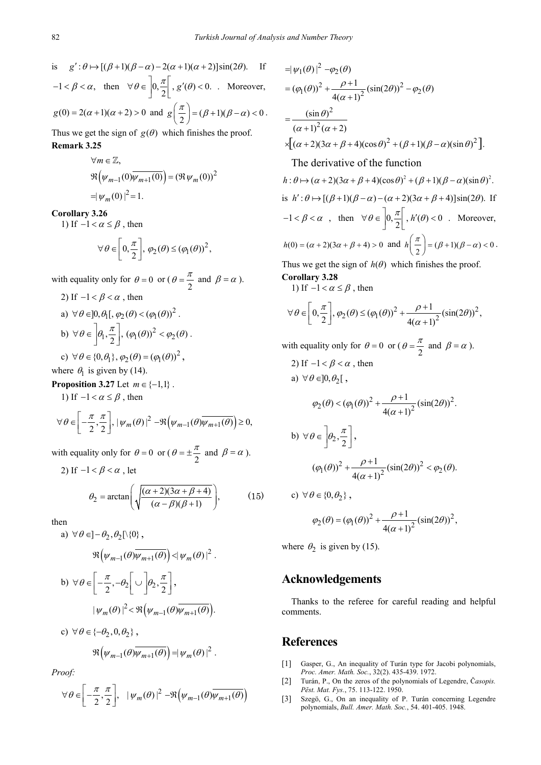is $g' : \theta \mapsto [(\beta+1)(\beta-\alpha) - 2(\alpha+1)(\alpha+2)]\sin(2\theta)$. If $-1 < \beta < \alpha$, then $\forall \theta \in \left]0, \frac{\pi}{2}\right[, g'(\theta) < 0.$ . Moreover, $g(0) = 2(\alpha+1)(\alpha+2) > 0$ and $g\left(\frac{\pi}{2}\right) = (\beta+1)(\beta-\alpha) < 0$.

Thus we get the sign of $g(\theta)$ which finishes the proof.

**Remark 3.25**

$$\forall m \in \mathbb{Z},$$
$$\Re\left(\psi_{m-1}(0)\overline{\psi_{m+1}(0)}\right) = (\Re \psi_m(0))^2$$
$$= |\psi_m(0)|^2 = 1.$$

**Corollary 3.26**

1) If $-1 < \alpha \le \beta$, then

$$\forall \theta \in \left[0, \frac{\pi}{2}\right], \varphi_2(\theta) \le (\varphi_1(\theta))^2,$$

with equality only for $\theta = 0$ or ($\theta = \frac{\pi}{2}$ and $\beta = \alpha$).

2) If $-1 < \beta < \alpha$, then

a) $\forall \theta \in ]0, \theta_1[, \varphi_2(\theta) < (\varphi_1(\theta))^2$.

b) $\forall \theta \in \left]\theta_1, \frac{\pi}{2}\right], (\varphi_1(\theta))^2 < \varphi_2(\theta)$.

c) $\forall \theta \in \{0, \theta_1\}, \varphi_2(\theta) = (\varphi_1(\theta))^2$,

where $\theta_1$ is given by (14).

**Proposition 3.27** Let $m \in \{-1, 1\}$.

1) If $-1 < \alpha \le \beta$, then

$$\forall \theta \in \left[-\frac{\pi}{2}, \frac{\pi}{2}\right], |\psi_m(\theta)|^2 - \Re\left(\psi_{m-1}(\theta)\overline{\psi_{m+1}(\theta)}\right) \ge 0,$$

with equality only for $\theta = 0$ or ($\theta = \pm\frac{\pi}{2}$ and $\beta = \alpha$).

2) If $-1 < \beta < \alpha$, let

$$\theta_2 = \arctan\left(\sqrt{\frac{(\alpha+2)(3\alpha+\beta+4)}{(\alpha-\beta)(\beta+1)}}\right), \tag{15}$$

then

a) $\forall \theta \in ]-\theta_2, \theta_2[\backslash\{0\}$,

$$\Re\left(\psi_{m-1}(\theta)\overline{\psi_{m+1}(\theta)}\right) < |\psi_m(\theta)|^2.$$

b) $\forall \theta \in \left[-\frac{\pi}{2}, -\theta_2\right[ \cup \left]\theta_2, \frac{\pi}{2}\right]$,

$$|\psi_m(\theta)|^2 < \Re\left(\psi_{m-1}(\theta)\overline{\psi_{m+1}(\theta)}\right).$$

c) $\forall \theta \in \{-\theta_2, 0, \theta_2\}$,

$$\Re\left(\psi_{m-1}(\theta)\overline{\psi_{m+1}(\theta)}\right) = |\psi_m(\theta)|^2.$$

*Proof:*

$$\forall \theta \in \left[-\frac{\pi}{2}, \frac{\pi}{2}\right], \quad |\psi_m(\theta)|^2 - \Re\left(\psi_{m-1}(\theta)\overline{\psi_{m+1}(\theta)}\right)$$
$$= |\psi_1(\theta)|^2 - \varphi_2(\theta)$$
$$= (\varphi_1(\theta))^2 + \frac{\rho+1}{4(\alpha+1)^2}(\sin(2\theta))^2 - \varphi_2(\theta)$$
$$= \frac{(\sin\theta)^2}{(\alpha+1)^2(\alpha+2)}$$
$$\times\left[(\alpha+2)(3\alpha+\beta+4)(\cos\theta)^2 + (\beta+1)(\beta-\alpha)(\sin\theta)^2\right].$$

The derivative of the function $h : \theta \mapsto (\alpha+2)(3\alpha+\beta+4)(\cos\theta)^2 + (\beta+1)(\beta-\alpha)(\sin\theta)^2$. is $h' : \theta \mapsto [(\beta+1)(\beta-\alpha) - (\alpha+2)(3\alpha+\beta+4)]\sin(2\theta)$. If $-1 < \beta < \alpha$, then $\forall \theta \in \left]0, \frac{\pi}{2}\right[, h'(\theta) < 0$. Moreover, $h(0) = (\alpha+2)(3\alpha+\beta+4) > 0$ and $h\left(\frac{\pi}{2}\right) = (\beta+1)(\beta-\alpha) < 0$.

Thus we get the sign of $h(\theta)$ which finishes the proof.

**Corollary 3.28**

1) If $-1 < \alpha \le \beta$, then

$$\forall \theta \in \left[0, \frac{\pi}{2}\right], \varphi_2(\theta) \le (\varphi_1(\theta))^2 + \frac{\rho+1}{4(\alpha+1)^2}(\sin(2\theta))^2,$$

with equality only for $\theta = 0$ or ($\theta = \frac{\pi}{2}$ and $\beta = \alpha$).

2) If $-1 < \beta < \alpha$, then

a) $\forall \theta \in ]0, \theta_2[$,

$$\varphi_2(\theta) < (\varphi_1(\theta))^2 + \frac{\rho+1}{4(\alpha+1)^2}(\sin(2\theta))^2.$$

b) $\forall \theta \in \left]\theta_2, \frac{\pi}{2}\right]$,

$$(\varphi_1(\theta))^2 + \frac{\rho+1}{4(\alpha+1)^2}(\sin(2\theta))^2 < \varphi_2(\theta).$$

c) $\forall \theta \in \{0, \theta_2\}$,

$$\varphi_2(\theta) = (\varphi_1(\theta))^2 + \frac{\rho+1}{4(\alpha+1)^2}(\sin(2\theta))^2,$$

where $\theta_2$ is given by (15).

## Acknowledgements

Thanks to the referee for careful reading and helpful comments.

## References

[1] Gasper, G., An inequality of Turán type for Jacobi polynomials, *Proc. Amer. Math. Soc.*, 32(2). 435-439. 1972.

[2] Turán, P., On the zeros of the polynomials of Legendre, *Časopis. Pěst. Mat. Fys.*, 75. 113-122. 1950.

[3] Szegö, G., On an inequality of P. Turán concerning Legendre polynomials, *Bull. Amer. Math. Soc.*, 54. 401-405. 1948.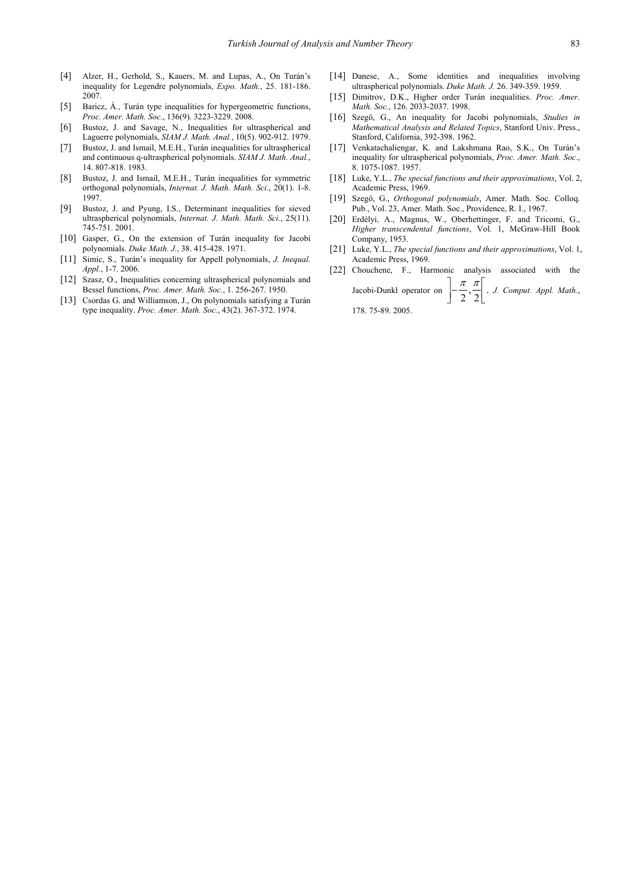[4] Alzer, H., Gerhold, S., Kauers, M. and Lupas, A., On Turán's inequality for Legendre polynomials, *Expo. Math.*, 25. 181-186. 2007.

[5] Baricz, Á., Turán type inequalities for hypergeometric functions, *Proc. Amer. Math. Soc.*, 136(9). 3223-3229. 2008.

[6] Bustoz, J. and Savage, N., Inequalities for ultraspherical and Laguerre polynomials, *SIAM J. Math. Anal.*, 10(5). 902-912. 1979.

[7] Bustoz, J. and Ismail, M.E.H., Turán inequalities for ultraspherical and continuous q-ultraspherical polynomials. *SIAM J. Math. Anal.*, 14. 807-818. 1983.

[8] Bustoz, J. and Ismail, M.E.H., Turán inequalities for symmetric orthogonal polynomials, *Internat. J. Math. Math. Sci.*, 20(1). 1-8. 1997.

[9] Bustoz, J. and Pyung, I.S., Determinant inequalities for sieved ultraspherical polynomials, *Internat. J. Math. Math. Sci.*, 25(11). 745-751. 2001.

[10] Gasper, G., On the extension of Turán inequality for Jacobi polynomials. *Duke Math. J.*, 38. 415-428. 1971.

[11] Simic, S., Turán's inequality for Appell polynomials, *J. Inequal. Appl.*, 1-7. 2006.

[12] Szasz, O., Inequalities concerning ultraspherical polynomials and Bessel functions, *Proc. Amer. Math. Soc.*, 1. 256-267. 1950.

[13] Csordas G. and Williamson, J., On polynomials satisfying a Turán type inequality. *Proc. Amer. Math. Soc.*, 43(2). 367-372. 1974.

[14] Danese, A., Some identities and inequalities involving ultraspherical polynomials. *Duke Math. J.* 26. 349-359. 1959.

[15] Dimitrov, D.K., Higher order Turán inequalities. *Proc. Amer. Math. Soc.*, 126. 2033-2037. 1998.

[16] Szegö, G., An inequality for Jacobi polynomials, *Studies in Mathematical Analysis and Related Topics*, Stanford Univ. Press., Stanford, California, 392-398. 1962.

[17] Venkatachaliengar, K. and Lakshmana Rao, S.K., On Turán's inequality for ultraspherical polynomials, *Proc. Amer. Math. Soc.*, 8. 1075-1087. 1957.

[18] Luke, Y.L., *The special functions and their approximations*, Vol. 2, Academic Press, 1969.

[19] Szegö, G., *Orthogonal polynomials*, Amer. Math. Soc. Colloq. Pub., Vol. 23, Amer. Math. Soc., Providence, R. I., 1967.

[20] Erdélyi, A., Magnus, W., Oberhettinger, F. and Tricomi, G., *Higher transcendental functions*, Vol. 1, McGraw-Hill Book Company, 1953.

[21] Luke, Y.L., *The special functions and their approximations*, Vol. 1, Academic Press, 1969.

[22] Chouchene, F., Harmonic analysis associated with the Jacobi-Dunkl operator on $\left]-\frac{\pi}{2},\frac{\pi}{2}\right[$. *J. Comput. Appl. Math.*, 178. 75-89. 2005.